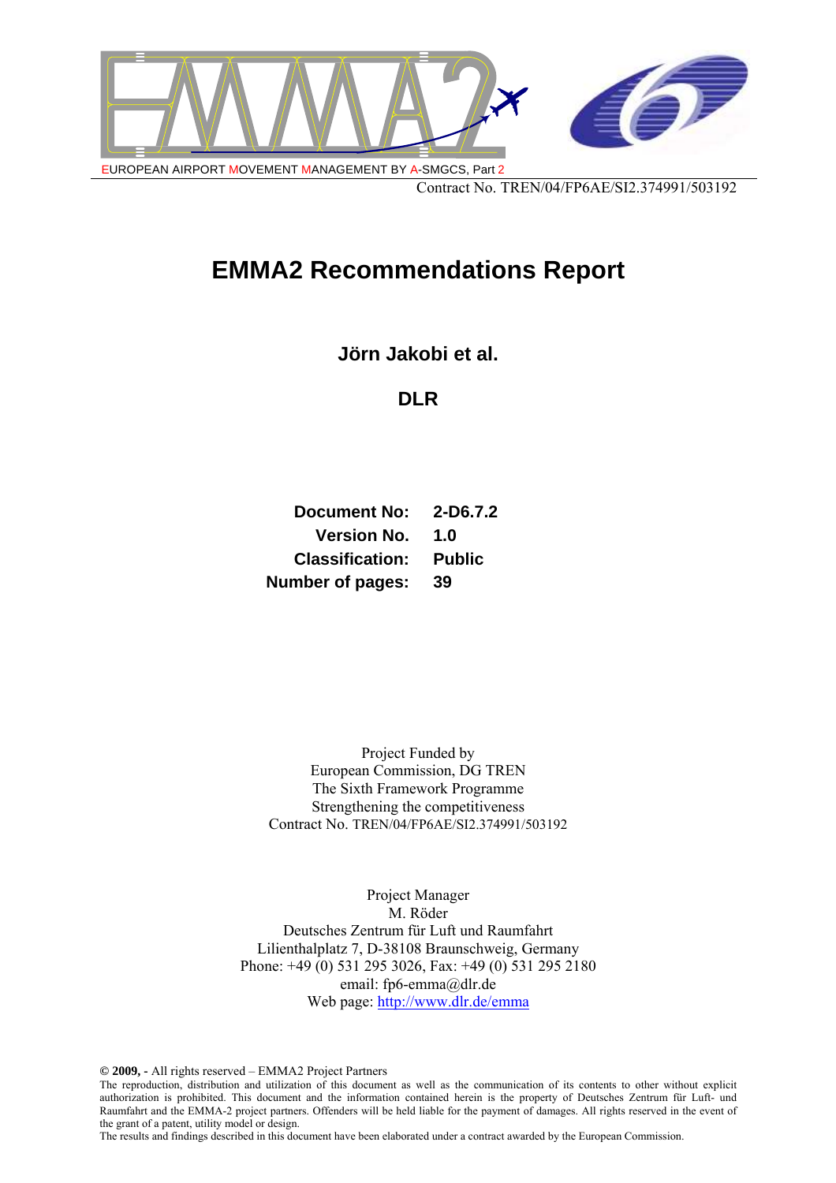EUROPEAN AIRPORT MOVEMENT MANAGEMENT BY A-SMGCS, Part 2

Contract No. TREN/04/FP6AE/SI2.374991/503192

# EMMA2 Recommendations Report

**Jörn Jakobi et al.**

**DLR**

| | |
|---|---|
| **Document No:** | **2-D6.7.2** |
| **Version No.** | **1.0** |
| **Classification:** | **Public** |
| **Number of pages:** | **39** |

Project Funded by
European Commission, DG TREN
The Sixth Framework Programme
Strengthening the competitiveness
Contract No. TREN/04/FP6AE/SI2.374991/503192

Project Manager
M. Röder
Deutsches Zentrum für Luft und Raumfahrt
Lilienthalplatz 7, D-38108 Braunschweig, Germany
Phone: +49 (0) 531 295 3026, Fax: +49 (0) 531 295 2180
email: fp6-emma@dlr.de
Web page: http://www.dlr.de/emma

**© 2009, -** All rights reserved – EMMA2 Project Partners
The reproduction, distribution and utilization of this document as well as the communication of its contents to other without explicit authorization is prohibited. This document and the information contained herein is the property of Deutsches Zentrum für Luft- und Raumfahrt and the EMMA-2 project partners. Offenders will be held liable for the payment of damages. All rights reserved in the event of the grant of a patent, utility model or design.
The results and findings described in this document have been elaborated under a contract awarded by the European Commission.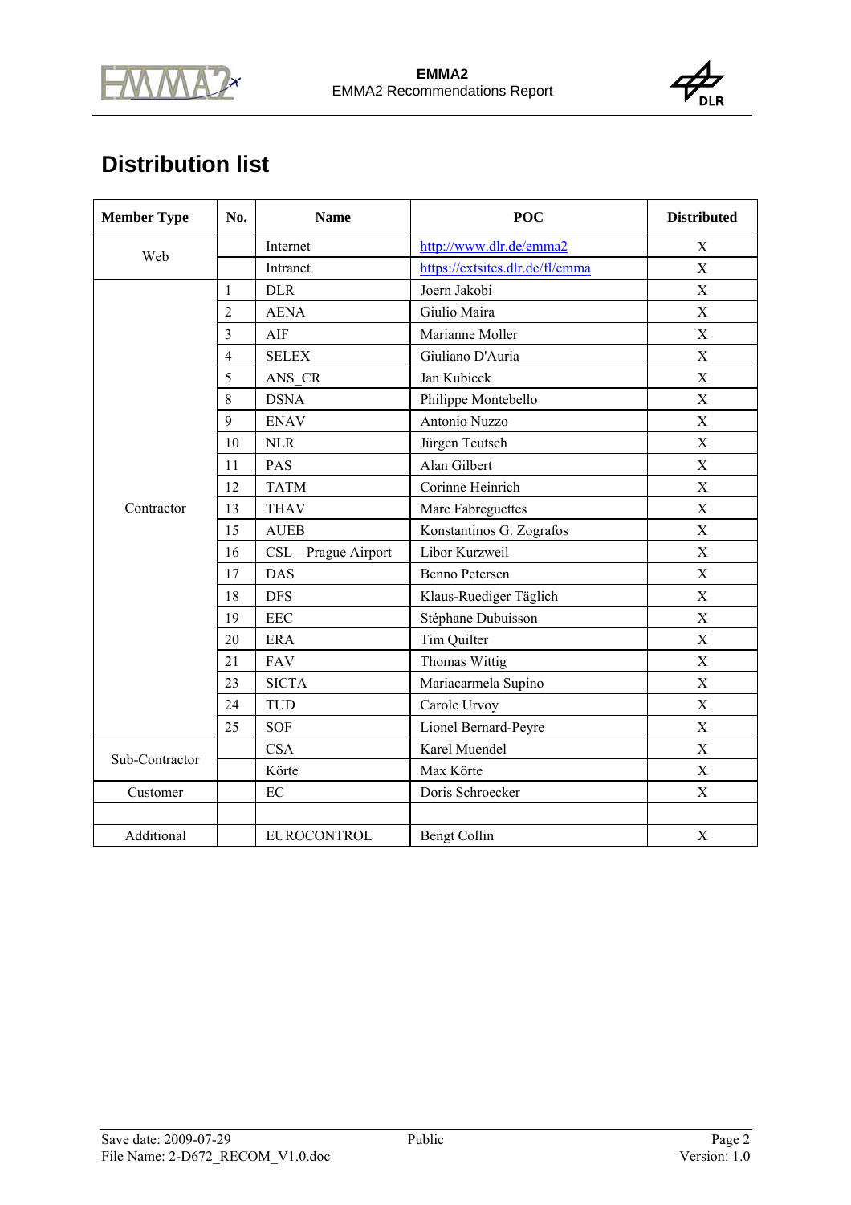# Distribution list

| Member Type | No. | Name | POC | Distributed |
|---|---|---|---|---|
| Web | | Internet | http://www.dlr.de/emma2 | X |
| | | Intranet | https://extsites.dlr.de/fl/emma | X |
| Contractor | 1 | DLR | Joern Jakobi | X |
| | 2 | AENA | Giulio Maira | X |
| | 3 | AIF | Marianne Moller | X |
| | 4 | SELEX | Giuliano D'Auria | X |
| | 5 | ANS_CR | Jan Kubicek | X |
| | 8 | DSNA | Philippe Montebello | X |
| | 9 | ENAV | Antonio Nuzzo | X |
| | 10 | NLR | Jürgen Teutsch | X |
| | 11 | PAS | Alan Gilbert | X |
| | 12 | TATM | Corinne Heinrich | X |
| | 13 | THAV | Marc Fabreguettes | X |
| | 15 | AUEB | Konstantinos G. Zografos | X |
| | 16 | CSL – Prague Airport | Libor Kurzweil | X |
| | 17 | DAS | Benno Petersen | X |
| | 18 | DFS | Klaus-Ruediger Täglich | X |
| | 19 | EEC | Stéphane Dubuisson | X |
| | 20 | ERA | Tim Quilter | X |
| | 21 | FAV | Thomas Wittig | X |
| | 23 | SICTA | Mariacarmela Supino | X |
| | 24 | TUD | Carole Urvoy | X |
| | 25 | SOF | Lionel Bernard-Peyre | X |
| Sub-Contractor | | CSA | Karel Muendel | X |
| | | Körte | Max Körte | X |
| Customer | | EC | Doris Schroecker | X |
| | | | | |
| Additional | | EUROCONTROL | Bengt Collin | X |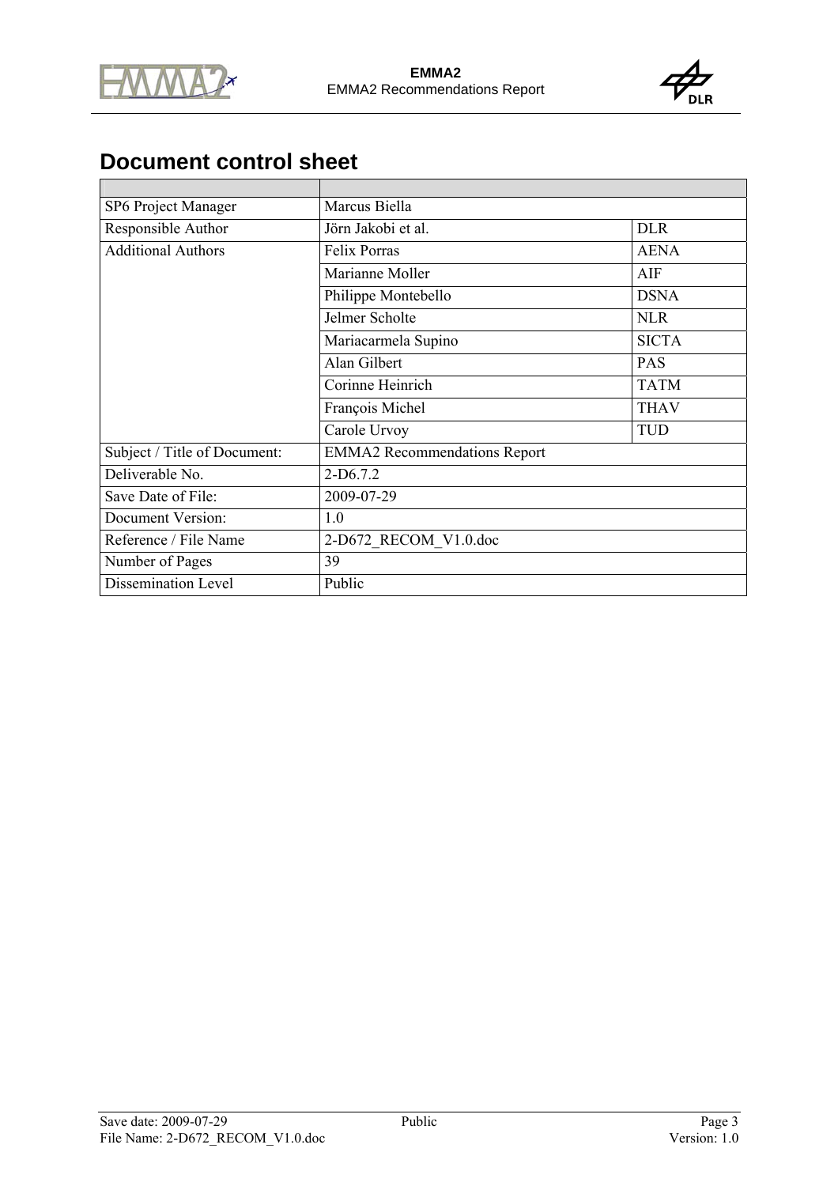# Document control sheet

| | | |
|---|---|---|
| SP6 Project Manager | Marcus Biella | |
| Responsible Author | Jörn Jakobi et al. | DLR |
| Additional Authors | Felix Porras | AENA |
| | Marianne Moller | AIF |
| | Philippe Montebello | DSNA |
| | Jelmer Scholte | NLR |
| | Mariacarmela Supino | SICTA |
| | Alan Gilbert | PAS |
| | Corinne Heinrich | TATM |
| | François Michel | THAV |
| | Carole Urvoy | TUD |
| Subject / Title of Document: | EMMA2 Recommendations Report | |
| Deliverable No. | 2-D6.7.2 | |
| Save Date of File: | 2009-07-29 | |
| Document Version: | 1.0 | |
| Reference / File Name | 2-D672_RECOM_V1.0.doc | |
| Number of Pages | 39 | |
| Dissemination Level | Public | |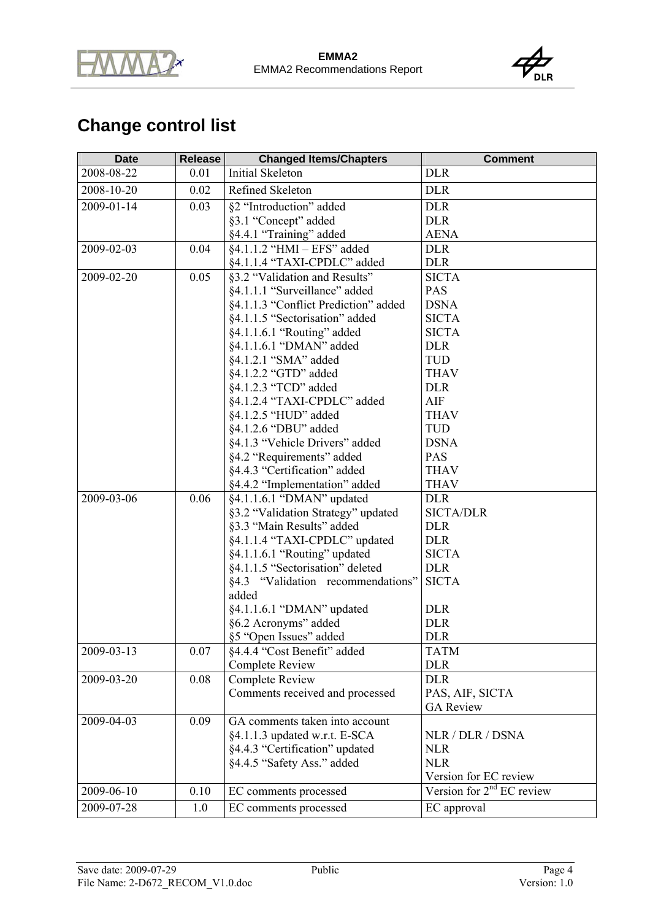# Change control list

| Date | Release | Changed Items/Chapters | Comment |
|---|---|---|---|
| 2008-08-22 | 0.01 | Initial Skeleton | DLR |
| 2008-10-20 | 0.02 | Refined Skeleton | DLR |
| 2009-01-14 | 0.03 | §2 "Introduction" added<br>§3.1 "Concept" added<br>§4.4.1 "Training" added | DLR<br>DLR<br>AENA |
| 2009-02-03 | 0.04 | §4.1.1.2 "HMI – EFS" added<br>§4.1.1.4 "TAXI-CPDLC" added | DLR<br>DLR |
| 2009-02-20 | 0.05 | §3.2 "Validation and Results"<br>§4.1.1.1 "Surveillance" added<br>§4.1.1.3 "Conflict Prediction" added<br>§4.1.1.5 "Sectorisation" added<br>§4.1.1.6.1 "Routing" added<br>§4.1.1.6.1 "DMAN" added<br>§4.1.2.1 "SMA" added<br>§4.1.2.2 "GTD" added<br>§4.1.2.3 "TCD" added<br>§4.1.2.4 "TAXI-CPDLC" added<br>§4.1.2.5 "HUD" added<br>§4.1.2.6 "DBU" added<br>§4.1.3 "Vehicle Drivers" added<br>§4.2 "Requirements" added<br>§4.4.3 "Certification" added<br>§4.4.2 "Implementation" added | SICTA<br>PAS<br>DSNA<br>SICTA<br>SICTA<br>DLR<br>TUD<br>THAV<br>DLR<br>AIF<br>THAV<br>TUD<br>DSNA<br>PAS<br>THAV<br>THAV |
| 2009-03-06 | 0.06 | §4.1.1.6.1 "DMAN" updated<br>§3.2 "Validation Strategy" updated<br>§3.3 "Main Results" added<br>§4.1.1.4 "TAXI-CPDLC" updated<br>§4.1.1.6.1 "Routing" updated<br>§4.1.1.5 "Sectorisation" deleted<br>§4.3 "Validation recommendations" added<br>§4.1.1.6.1 "DMAN" updated<br>§6.2 Acronyms" added<br>§5 "Open Issues" added | DLR<br>SICTA/DLR<br>DLR<br>DLR<br>SICTA<br>DLR<br>SICTA<br><br>DLR<br>DLR<br>DLR |
| 2009-03-13 | 0.07 | §4.4.4 "Cost Benefit" added<br>Complete Review | TATM<br>DLR |
| 2009-03-20 | 0.08 | Complete Review<br>Comments received and processed | DLR<br>PAS, AIF, SICTA<br>GA Review |
| 2009-04-03 | 0.09 | GA comments taken into account<br>§4.1.1.3 updated w.r.t. E-SCA<br>§4.4.3 "Certification" updated<br>§4.4.5 "Safety Ass." added | <br>NLR / DLR / DSNA<br>NLR<br>NLR<br>Version for EC review |
| 2009-06-10 | 0.10 | EC comments processed | Version for 2nd EC review |
| 2009-07-28 | 1.0 | EC comments processed | EC approval |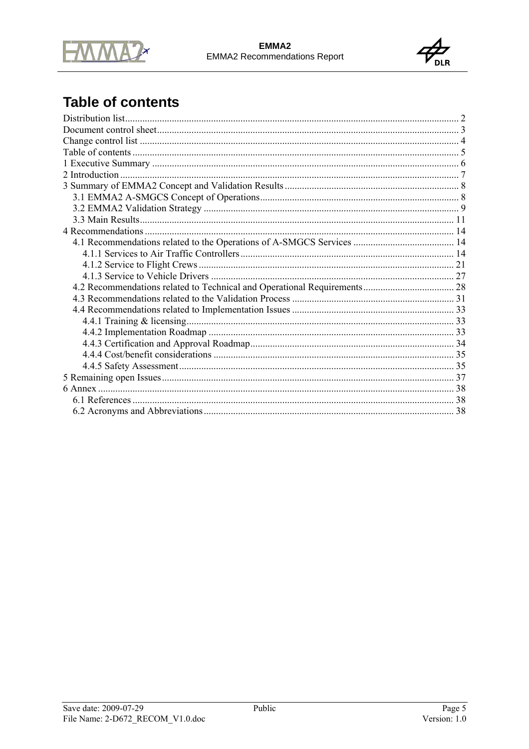# Table of contents

Distribution list ..... 2
Document control sheet ..... 3
Change control list ..... 4
Table of contents ..... 5
1 Executive Summary ..... 6
2 Introduction ..... 7
3 Summary of EMMA2 Concept and Validation Results ..... 8
- 3.1 EMMA2 A-SMGCS Concept of Operations ..... 8
- 3.2 EMMA2 Validation Strategy ..... 9
- 3.3 Main Results ..... 11

4 Recommendations ..... 14
- 4.1 Recommendations related to the Operations of A-SMGCS Services ..... 14
  - 4.1.1 Services to Air Traffic Controllers ..... 14
  - 4.1.2 Service to Flight Crews ..... 21
  - 4.1.3 Service to Vehicle Drivers ..... 27
- 4.2 Recommendations related to Technical and Operational Requirements ..... 28
- 4.3 Recommendations related to the Validation Process ..... 31
- 4.4 Recommendations related to Implementation Issues ..... 33
  - 4.4.1 Training & licensing ..... 33
  - 4.4.2 Implementation Roadmap ..... 33
  - 4.4.3 Certification and Approval Roadmap ..... 34
  - 4.4.4 Cost/benefit considerations ..... 35
  - 4.4.5 Safety Assessment ..... 35

5 Remaining open Issues ..... 37
6 Annex ..... 38
- 6.1 References ..... 38
- 6.2 Acronyms and Abbreviations ..... 38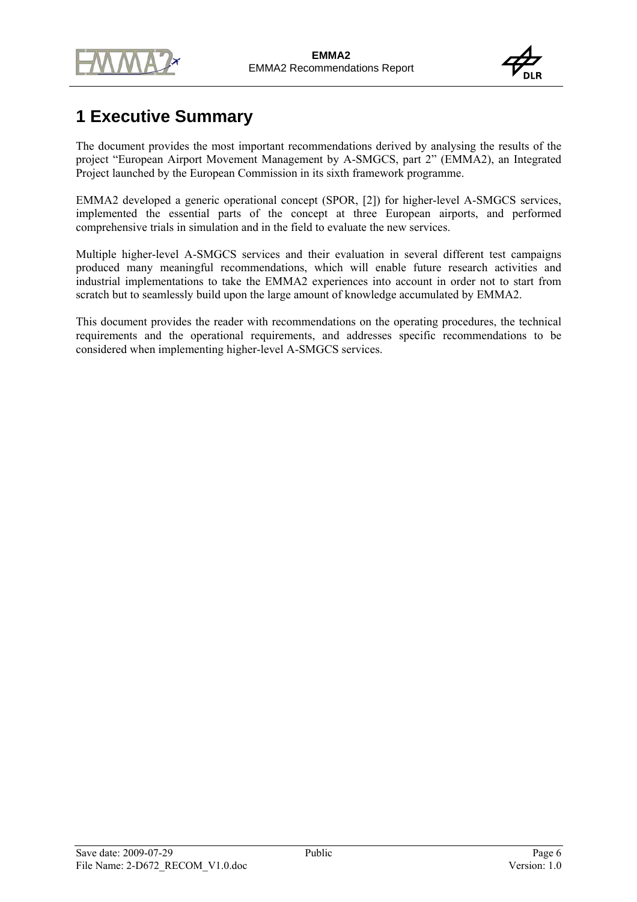# 1 Executive Summary

The document provides the most important recommendations derived by analysing the results of the project "European Airport Movement Management by A-SMGCS, part 2" (EMMA2), an Integrated Project launched by the European Commission in its sixth framework programme.

EMMA2 developed a generic operational concept (SPOR, [2]) for higher-level A-SMGCS services, implemented the essential parts of the concept at three European airports, and performed comprehensive trials in simulation and in the field to evaluate the new services.

Multiple higher-level A-SMGCS services and their evaluation in several different test campaigns produced many meaningful recommendations, which will enable future research activities and industrial implementations to take the EMMA2 experiences into account in order not to start from scratch but to seamlessly build upon the large amount of knowledge accumulated by EMMA2.

This document provides the reader with recommendations on the operating procedures, the technical requirements and the operational requirements, and addresses specific recommendations to be considered when implementing higher-level A-SMGCS services.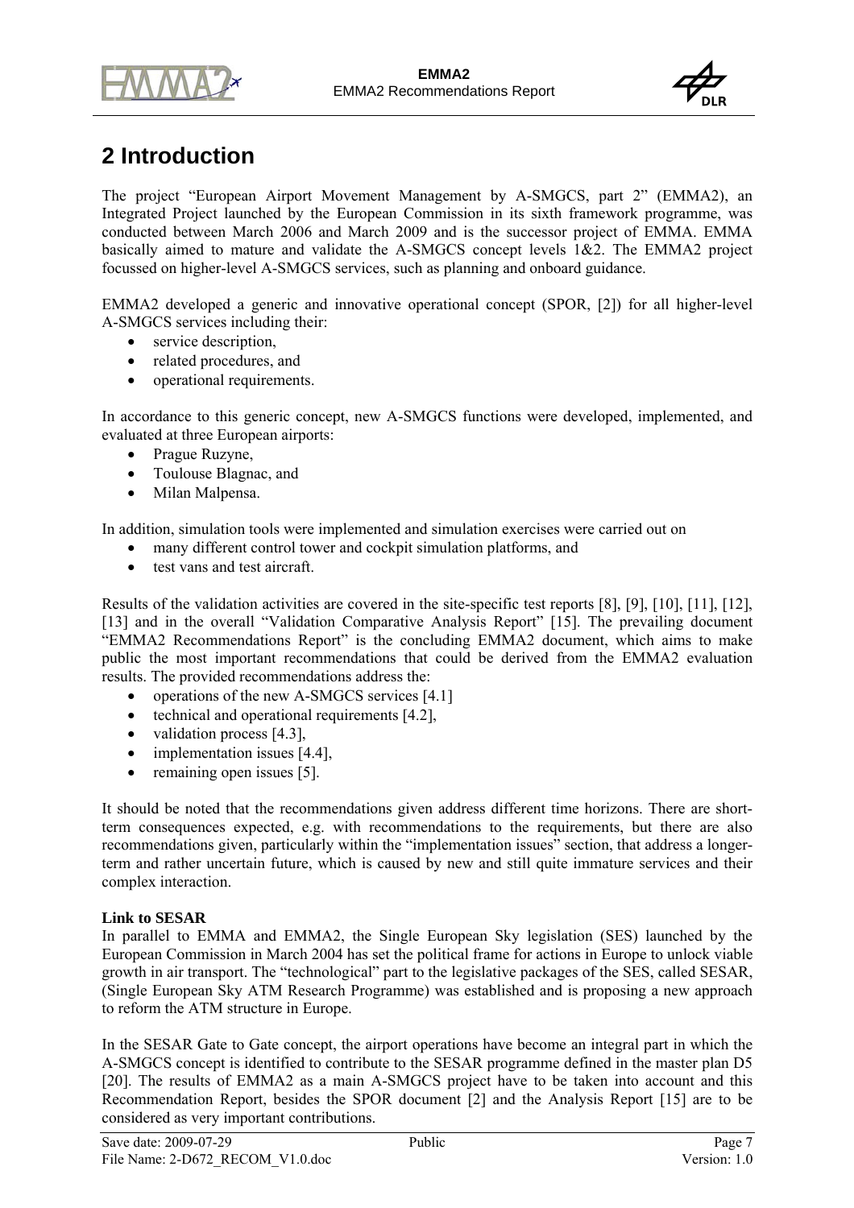# 2 Introduction

The project "European Airport Movement Management by A-SMGCS, part 2" (EMMA2), an Integrated Project launched by the European Commission in its sixth framework programme, was conducted between March 2006 and March 2009 and is the successor project of EMMA. EMMA basically aimed to mature and validate the A-SMGCS concept levels 1&2. The EMMA2 project focussed on higher-level A-SMGCS services, such as planning and onboard guidance.

EMMA2 developed a generic and innovative operational concept (SPOR, [2]) for all higher-level A-SMGCS services including their:

- service description,
- related procedures, and
- operational requirements.

In accordance to this generic concept, new A-SMGCS functions were developed, implemented, and evaluated at three European airports:

- Prague Ruzyne,
- Toulouse Blagnac, and
- Milan Malpensa.

In addition, simulation tools were implemented and simulation exercises were carried out on

- many different control tower and cockpit simulation platforms, and
- test vans and test aircraft.

Results of the validation activities are covered in the site-specific test reports [8], [9], [10], [11], [12], [13] and in the overall "Validation Comparative Analysis Report" [15]. The prevailing document "EMMA2 Recommendations Report" is the concluding EMMA2 document, which aims to make public the most important recommendations that could be derived from the EMMA2 evaluation results. The provided recommendations address the:

- operations of the new A-SMGCS services [4.1]
- technical and operational requirements [4.2],
- validation process [4.3],
- implementation issues [4.4],
- remaining open issues [5].

It should be noted that the recommendations given address different time horizons. There are short-term consequences expected, e.g. with recommendations to the requirements, but there are also recommendations given, particularly within the "implementation issues" section, that address a longer-term and rather uncertain future, which is caused by new and still quite immature services and their complex interaction.

**Link to SESAR**

In parallel to EMMA and EMMA2, the Single European Sky legislation (SES) launched by the European Commission in March 2004 has set the political frame for actions in Europe to unlock viable growth in air transport. The "technological" part to the legislative packages of the SES, called SESAR, (Single European Sky ATM Research Programme) was established and is proposing a new approach to reform the ATM structure in Europe.

In the SESAR Gate to Gate concept, the airport operations have become an integral part in which the A-SMGCS concept is identified to contribute to the SESAR programme defined in the master plan D5 [20]. The results of EMMA2 as a main A-SMGCS project have to be taken into account and this Recommendation Report, besides the SPOR document [2] and the Analysis Report [15] are to be considered as very important contributions.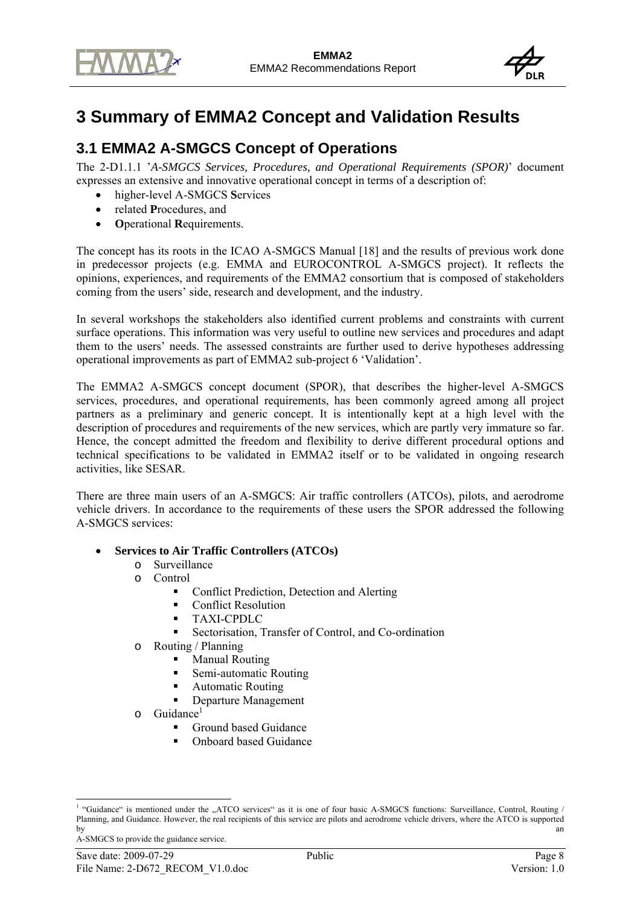# 3 Summary of EMMA2 Concept and Validation Results

## 3.1 EMMA2 A-SMGCS Concept of Operations

The 2-D1.1.1 '*A-SMGCS Services, Procedures, and Operational Requirements (SPOR)*' document expresses an extensive and innovative operational concept in terms of a description of:

- higher-level A-SMGCS **S**ervices
- related **P**rocedures, and
- **O**perational **R**equirements.

The concept has its roots in the ICAO A-SMGCS Manual [18] and the results of previous work done in predecessor projects (e.g. EMMA and EUROCONTROL A-SMGCS project). It reflects the opinions, experiences, and requirements of the EMMA2 consortium that is composed of stakeholders coming from the users' side, research and development, and the industry.

In several workshops the stakeholders also identified current problems and constraints with current surface operations. This information was very useful to outline new services and procedures and adapt them to the users' needs. The assessed constraints are further used to derive hypotheses addressing operational improvements as part of EMMA2 sub-project 6 'Validation'.

The EMMA2 A-SMGCS concept document (SPOR), that describes the higher-level A-SMGCS services, procedures, and operational requirements, has been commonly agreed among all project partners as a preliminary and generic concept. It is intentionally kept at a high level with the description of procedures and requirements of the new services, which are partly very immature so far. Hence, the concept admitted the freedom and flexibility to derive different procedural options and technical specifications to be validated in EMMA2 itself or to be validated in ongoing research activities, like SESAR.

There are three main users of an A-SMGCS: Air traffic controllers (ATCOs), pilots, and aerodrome vehicle drivers. In accordance to the requirements of these users the SPOR addressed the following A-SMGCS services:

- **Services to Air Traffic Controllers (ATCOs)**
    - Surveillance
    - Control
        - Conflict Prediction, Detection and Alerting
        - Conflict Resolution
        - TAXI-CPDLC
        - Sectorisation, Transfer of Control, and Co-ordination
    - Routing / Planning
        - Manual Routing
        - Semi-automatic Routing
        - Automatic Routing
        - Departure Management
    - Guidance[1]
        - Ground based Guidance
        - Onboard based Guidance

[1] "Guidance" is mentioned under the „ATCO services" as it is one of four basic A-SMGCS functions: Surveillance, Control, Routing / Planning, and Guidance. However, the real recipients of this service are pilots and aerodrome vehicle drivers, where the ATCO is supported by an A-SMGCS to provide the guidance service.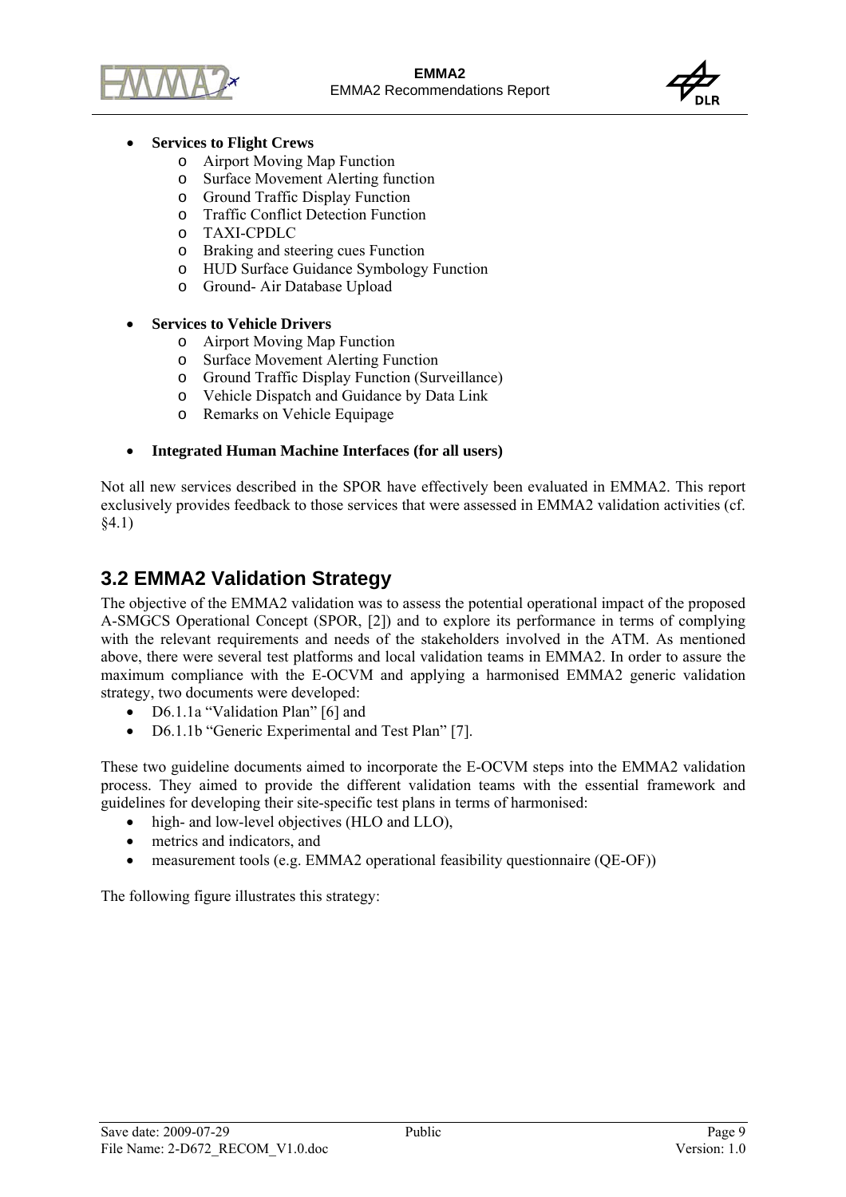- **Services to Flight Crews**
  - Airport Moving Map Function
  - Surface Movement Alerting function
  - Ground Traffic Display Function
  - Traffic Conflict Detection Function
  - TAXI-CPDLC
  - Braking and steering cues Function
  - HUD Surface Guidance Symbology Function
  - Ground- Air Database Upload

- **Services to Vehicle Drivers**
  - Airport Moving Map Function
  - Surface Movement Alerting Function
  - Ground Traffic Display Function (Surveillance)
  - Vehicle Dispatch and Guidance by Data Link
  - Remarks on Vehicle Equipage

- **Integrated Human Machine Interfaces (for all users)**

Not all new services described in the SPOR have effectively been evaluated in EMMA2. This report exclusively provides feedback to those services that were assessed in EMMA2 validation activities (cf. §4.1)

## 3.2 EMMA2 Validation Strategy

The objective of the EMMA2 validation was to assess the potential operational impact of the proposed A-SMGCS Operational Concept (SPOR, [2]) and to explore its performance in terms of complying with the relevant requirements and needs of the stakeholders involved in the ATM. As mentioned above, there were several test platforms and local validation teams in EMMA2. In order to assure the maximum compliance with the E-OCVM and applying a harmonised EMMA2 generic validation strategy, two documents were developed:

- D6.1.1a "Validation Plan" [6] and
- D6.1.1b "Generic Experimental and Test Plan" [7].

These two guideline documents aimed to incorporate the E-OCVM steps into the EMMA2 validation process. They aimed to provide the different validation teams with the essential framework and guidelines for developing their site-specific test plans in terms of harmonised:

- high- and low-level objectives (HLO and LLO),
- metrics and indicators, and
- measurement tools (e.g. EMMA2 operational feasibility questionnaire (QE-OF))

The following figure illustrates this strategy: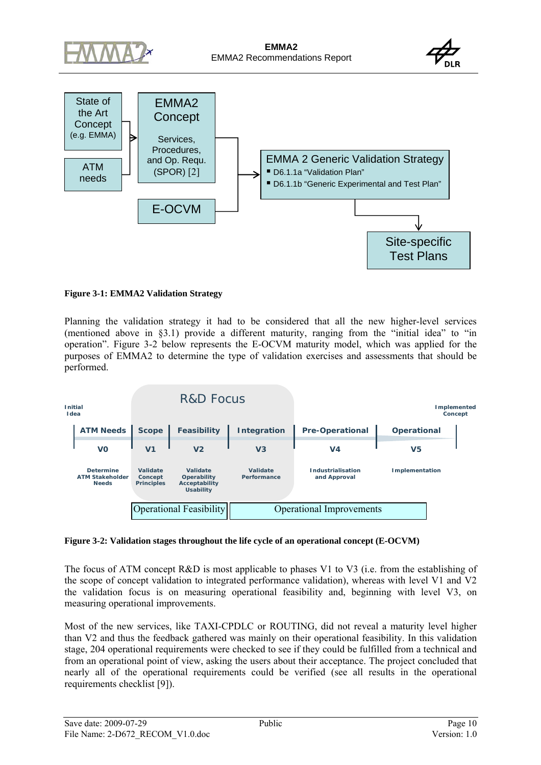Figure 3-1: EMMA2 Validation Strategy

Planning the validation strategy it had to be considered that all the new higher-level services (mentioned above in §3.1) provide a different maturity, ranging from the "initial idea" to "in operation". Figure 3-2 below represents the E-OCVM maturity model, which was applied for the purposes of EMMA2 to determine the type of validation exercises and assessments that should be performed.

Figure 3-2: Validation stages throughout the life cycle of an operational concept (E-OCVM)

The focus of ATM concept R&D is most applicable to phases V1 to V3 (i.e. from the establishing of the scope of concept validation to integrated performance validation), whereas with level V1 and V2 the validation focus is on measuring operational feasibility and, beginning with level V3, on measuring operational improvements.

Most of the new services, like TAXI-CPDLC or ROUTING, did not reveal a maturity level higher than V2 and thus the feedback gathered was mainly on their operational feasibility. In this validation stage, 204 operational requirements were checked to see if they could be fulfilled from a technical and from an operational point of view, asking the users about their acceptance. The project concluded that nearly all of the operational requirements could be verified (see all results in the operational requirements checklist [9]).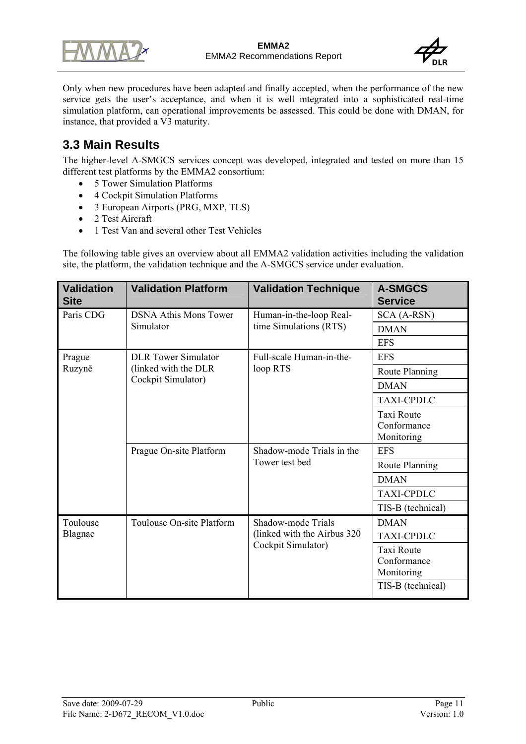Only when new procedures have been adapted and finally accepted, when the performance of the new service gets the user's acceptance, and when it is well integrated into a sophisticated real-time simulation platform, can operational improvements be assessed. This could be done with DMAN, for instance, that provided a V3 maturity.

## 3.3 Main Results

The higher-level A-SMGCS services concept was developed, integrated and tested on more than 15 different test platforms by the EMMA2 consortium:

- 5 Tower Simulation Platforms
- 4 Cockpit Simulation Platforms
- 3 European Airports (PRG, MXP, TLS)
- 2 Test Aircraft
- 1 Test Van and several other Test Vehicles

The following table gives an overview about all EMMA2 validation activities including the validation site, the platform, the validation technique and the A-SMGCS service under evaluation.

| Validation Site | Validation Platform | Validation Technique | A-SMGCS Service |
|---|---|---|---|
| Paris CDG | DSNA Athis Mons Tower Simulator | Human-in-the-loop Real-time Simulations (RTS) | SCA (A-RSN) |
| | | | DMAN |
| | | | EFS |
| Prague Ruzyně | DLR Tower Simulator (linked with the DLR Cockpit Simulator) | Full-scale Human-in-the-loop RTS | EFS |
| | | | Route Planning |
| | | | DMAN |
| | | | TAXI-CPDLC |
| | | | Taxi Route Conformance Monitoring |
| | Prague On-site Platform | Shadow-mode Trials in the Tower test bed | EFS |
| | | | Route Planning |
| | | | DMAN |
| | | | TAXI-CPDLC |
| | | | TIS-B (technical) |
| Toulouse Blagnac | Toulouse On-site Platform | Shadow-mode Trials (linked with the Airbus 320 Cockpit Simulator) | DMAN |
| | | | TAXI-CPDLC |
| | | | Taxi Route Conformance Monitoring |
| | | | TIS-B (technical) |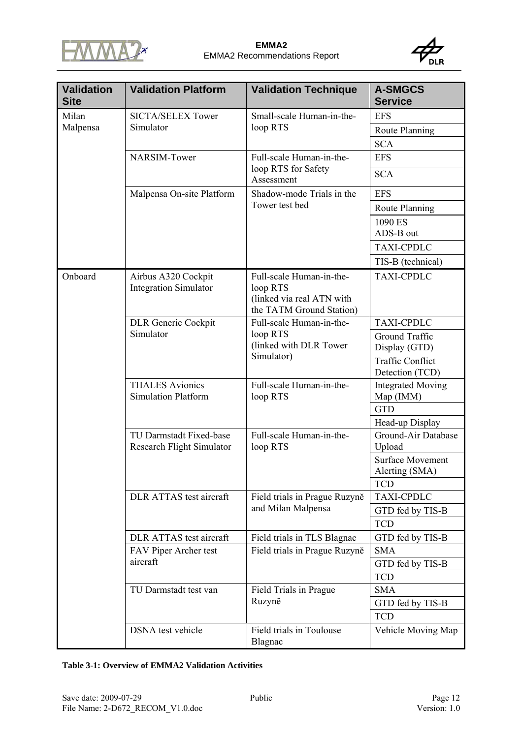| Validation Site | Validation Platform | Validation Technique | A-SMGCS Service |
|---|---|---|---|
| Milan Malpensa | SICTA/SELEX Tower Simulator | Small-scale Human-in-the-loop RTS | EFS |
| | | | Route Planning |
| | | | SCA |
| | NARSIM-Tower | Full-scale Human-in-the-loop RTS for Safety Assessment | EFS |
| | | | SCA |
| | Malpensa On-site Platform | Shadow-mode Trials in the Tower test bed | EFS |
| | | | Route Planning |
| | | | 1090 ES ADS-B out |
| | | | TAXI-CPDLC |
| | | | TIS-B (technical) |
| Onboard | Airbus A320 Cockpit Integration Simulator | Full-scale Human-in-the-loop RTS (linked via real ATN with the TATM Ground Station) | TAXI-CPDLC |
| | DLR Generic Cockpit Simulator | Full-scale Human-in-the-loop RTS (linked with DLR Tower Simulator) | TAXI-CPDLC |
| | | | Ground Traffic Display (GTD) |
| | | | Traffic Conflict Detection (TCD) |
| | THALES Avionics Simulation Platform | Full-scale Human-in-the-loop RTS | Integrated Moving Map (IMM) |
| | | | GTD |
| | | | Head-up Display |
| | TU Darmstadt Fixed-base Research Flight Simulator | Full-scale Human-in-the-loop RTS | Ground-Air Database Upload |
| | | | Surface Movement Alerting (SMA) |
| | | | TCD |
| | DLR ATTAS test aircraft | Field trials in Prague Ruzyně and Milan Malpensa | TAXI-CPDLC |
| | | | GTD fed by TIS-B |
| | | | TCD |
| | DLR ATTAS test aircraft | Field trials in TLS Blagnac | GTD fed by TIS-B |
| | FAV Piper Archer test aircraft | Field trials in Prague Ruzyně | SMA |
| | | | GTD fed by TIS-B |
| | | | TCD |
| | TU Darmstadt test van | Field Trials in Prague Ruzyně | SMA |
| | | | GTD fed by TIS-B |
| | | | TCD |
| | DSNA test vehicle | Field trials in Toulouse Blagnac | Vehicle Moving Map |

**Table 3-1: Overview of EMMA2 Validation Activities**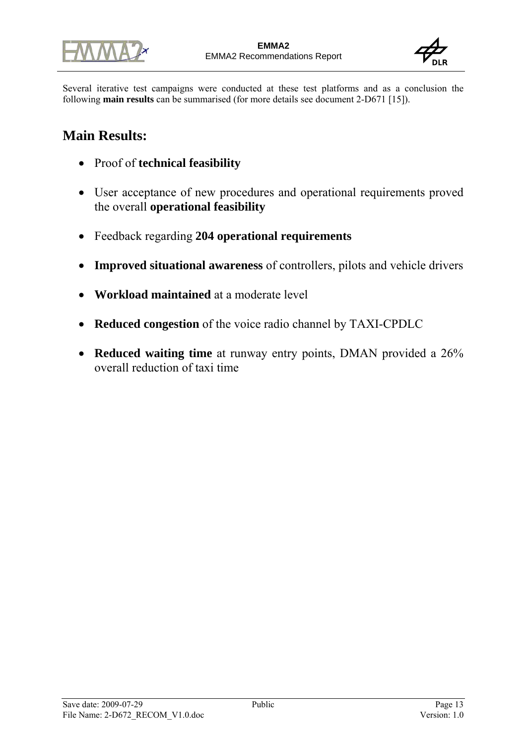Several iterative test campaigns were conducted at these test platforms and as a conclusion the following **main results** can be summarised (for more details see document 2-D671 [15]).

## Main Results:

- Proof of **technical feasibility**
- User acceptance of new procedures and operational requirements proved the overall **operational feasibility**
- Feedback regarding **204 operational requirements**
- **Improved situational awareness** of controllers, pilots and vehicle drivers
- **Workload maintained** at a moderate level
- **Reduced congestion** of the voice radio channel by TAXI-CPDLC
- **Reduced waiting time** at runway entry points, DMAN provided a 26% overall reduction of taxi time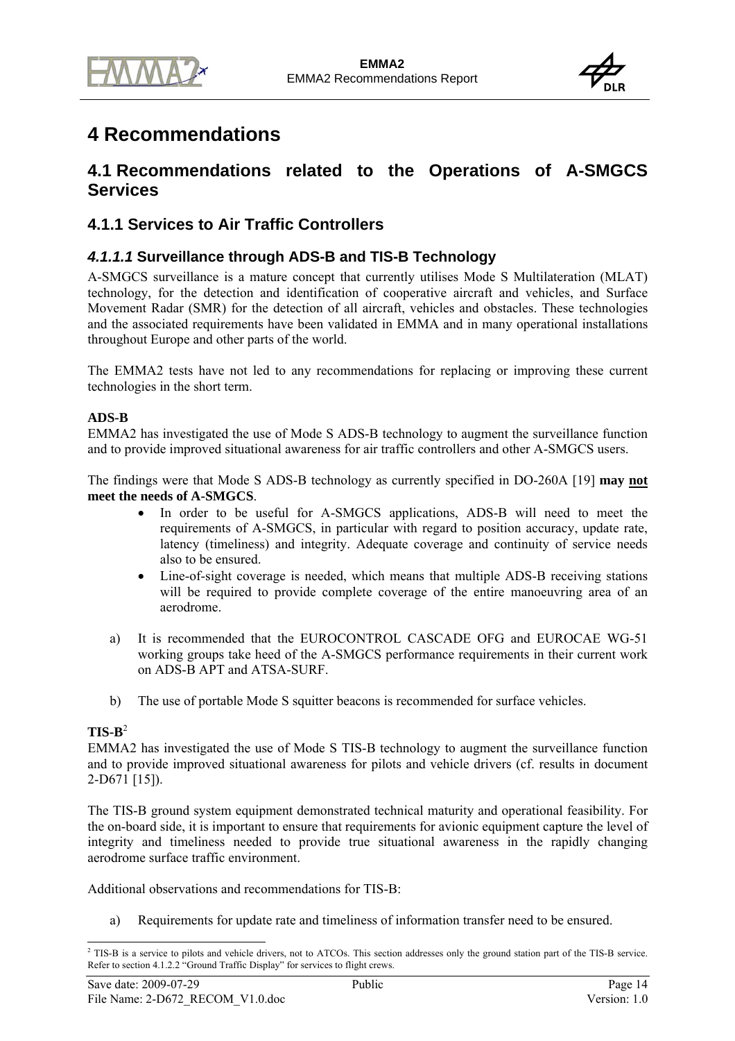# 4 Recommendations

## 4.1 Recommendations related to the Operations of A-SMGCS Services

### 4.1.1 Services to Air Traffic Controllers

#### *4.1.1.1* Surveillance through ADS-B and TIS-B Technology

A-SMGCS surveillance is a mature concept that currently utilises Mode S Multilateration (MLAT) technology, for the detection and identification of cooperative aircraft and vehicles, and Surface Movement Radar (SMR) for the detection of all aircraft, vehicles and obstacles. These technologies and the associated requirements have been validated in EMMA and in many operational installations throughout Europe and other parts of the world.

The EMMA2 tests have not led to any recommendations for replacing or improving these current technologies in the short term.

**ADS-B**

EMMA2 has investigated the use of Mode S ADS-B technology to augment the surveillance function and to provide improved situational awareness for air traffic controllers and other A-SMGCS users.

The findings were that Mode S ADS-B technology as currently specified in DO-260A [19] **may <u>not</u> meet the needs of A-SMGCS**.

- In order to be useful for A-SMGCS applications, ADS-B will need to meet the requirements of A-SMGCS, in particular with regard to position accuracy, update rate, latency (timeliness) and integrity. Adequate coverage and continuity of service needs also to be ensured.
- Line-of-sight coverage is needed, which means that multiple ADS-B receiving stations will be required to provide complete coverage of the entire manoeuvring area of an aerodrome.

a) It is recommended that the EUROCONTROL CASCADE OFG and EUROCAE WG-51 working groups take heed of the A-SMGCS performance requirements in their current work on ADS-B APT and ATSA-SURF.

b) The use of portable Mode S squitter beacons is recommended for surface vehicles.

**TIS-B**[2]

EMMA2 has investigated the use of Mode S TIS-B technology to augment the surveillance function and to provide improved situational awareness for pilots and vehicle drivers (cf. results in document 2-D671 [15]).

The TIS-B ground system equipment demonstrated technical maturity and operational feasibility. For the on-board side, it is important to ensure that requirements for avionic equipment capture the level of integrity and timeliness needed to provide true situational awareness in the rapidly changing aerodrome surface traffic environment.

Additional observations and recommendations for TIS-B:

a) Requirements for update rate and timeliness of information transfer need to be ensured.

[2] TIS-B is a service to pilots and vehicle drivers, not to ATCOs. This section addresses only the ground station part of the TIS-B service. Refer to section 4.1.2.2 "Ground Traffic Display" for services to flight crews.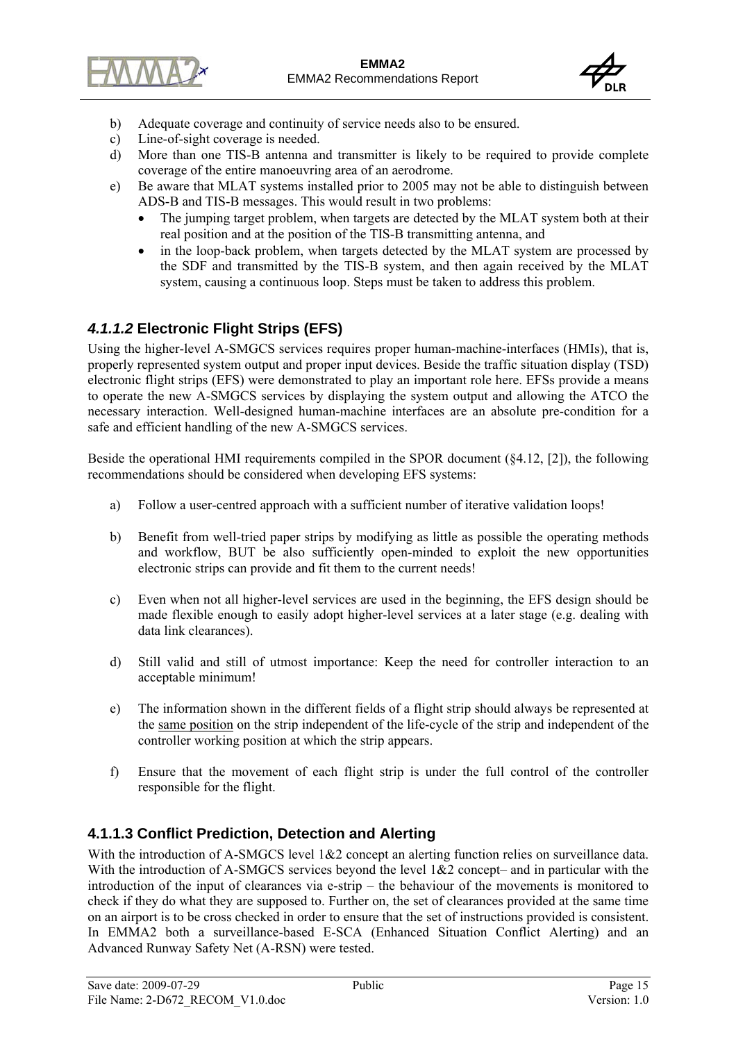b) Adequate coverage and continuity of service needs also to be ensured.
c) Line-of-sight coverage is needed.
d) More than one TIS-B antenna and transmitter is likely to be required to provide complete coverage of the entire manoeuvring area of an aerodrome.
e) Be aware that MLAT systems installed prior to 2005 may not be able to distinguish between ADS-B and TIS-B messages. This would result in two problems:
   - The jumping target problem, when targets are detected by the MLAT system both at their real position and at the position of the TIS-B transmitting antenna, and
   - in the loop-back problem, when targets detected by the MLAT system are processed by the SDF and transmitted by the TIS-B system, and then again received by the MLAT system, causing a continuous loop. Steps must be taken to address this problem.

#### *4.1.1.2* Electronic Flight Strips (EFS)

Using the higher-level A-SMGCS services requires proper human-machine-interfaces (HMIs), that is, properly represented system output and proper input devices. Beside the traffic situation display (TSD) electronic flight strips (EFS) were demonstrated to play an important role here. EFSs provide a means to operate the new A-SMGCS services by displaying the system output and allowing the ATCO the necessary interaction. Well-designed human-machine interfaces are an absolute pre-condition for a safe and efficient handling of the new A-SMGCS services.

Beside the operational HMI requirements compiled in the SPOR document (§4.12, [2]), the following recommendations should be considered when developing EFS systems:

a) Follow a user-centred approach with a sufficient number of iterative validation loops!

b) Benefit from well-tried paper strips by modifying as little as possible the operating methods and workflow, BUT be also sufficiently open-minded to exploit the new opportunities electronic strips can provide and fit them to the current needs!

c) Even when not all higher-level services are used in the beginning, the EFS design should be made flexible enough to easily adopt higher-level services at a later stage (e.g. dealing with data link clearances).

d) Still valid and still of utmost importance: Keep the need for controller interaction to an acceptable minimum!

e) The information shown in the different fields of a flight strip should always be represented at the <u>same position</u> on the strip independent of the life-cycle of the strip and independent of the controller working position at which the strip appears.

f) Ensure that the movement of each flight strip is under the full control of the controller responsible for the flight.

#### 4.1.1.3 Conflict Prediction, Detection and Alerting

With the introduction of A-SMGCS level 1&2 concept an alerting function relies on surveillance data. With the introduction of A-SMGCS services beyond the level 1&2 concept– and in particular with the introduction of the input of clearances via e-strip – the behaviour of the movements is monitored to check if they do what they are supposed to. Further on, the set of clearances provided at the same time on an airport is to be cross checked in order to ensure that the set of instructions provided is consistent. In EMMA2 both a surveillance-based E-SCA (Enhanced Situation Conflict Alerting) and an Advanced Runway Safety Net (A-RSN) were tested.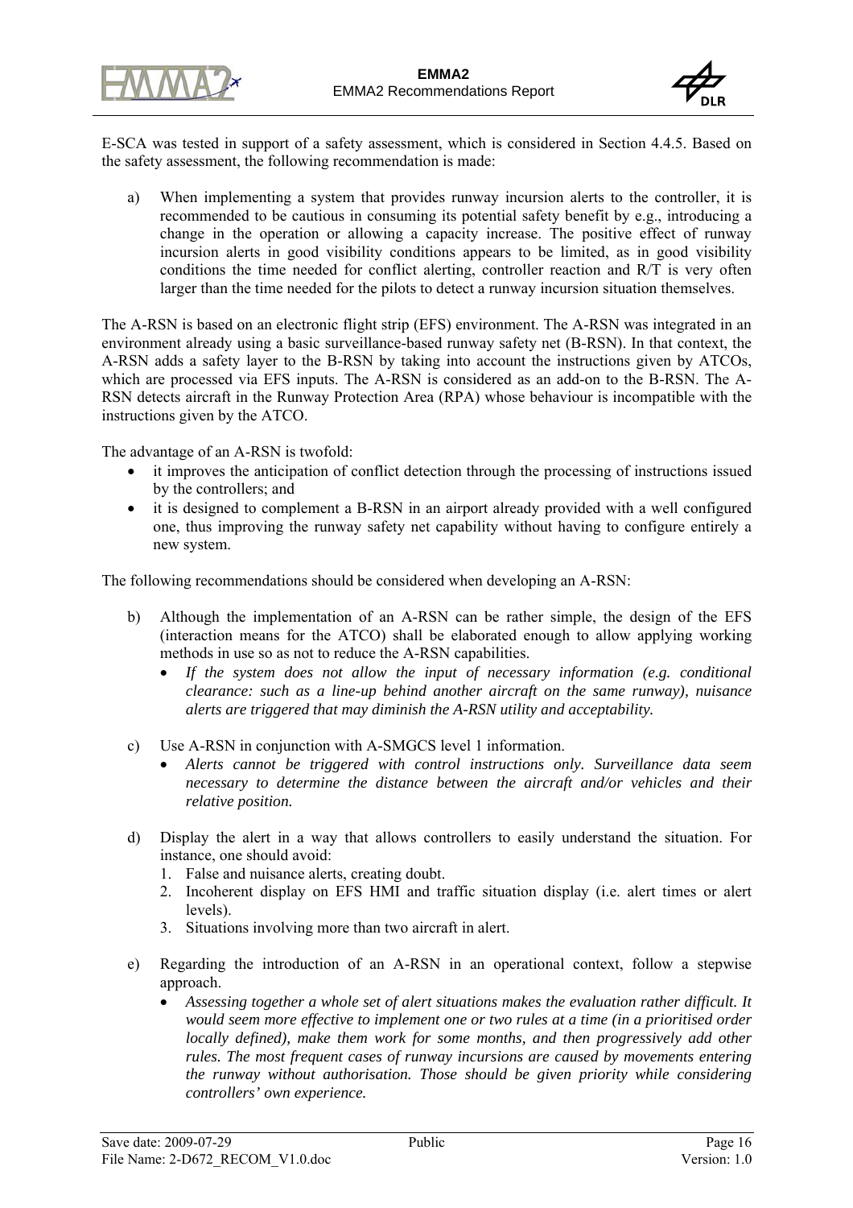E-SCA was tested in support of a safety assessment, which is considered in Section 4.4.5. Based on the safety assessment, the following recommendation is made:

a) When implementing a system that provides runway incursion alerts to the controller, it is recommended to be cautious in consuming its potential safety benefit by e.g., introducing a change in the operation or allowing a capacity increase. The positive effect of runway incursion alerts in good visibility conditions appears to be limited, as in good visibility conditions the time needed for conflict alerting, controller reaction and R/T is very often larger than the time needed for the pilots to detect a runway incursion situation themselves.

The A-RSN is based on an electronic flight strip (EFS) environment. The A-RSN was integrated in an environment already using a basic surveillance-based runway safety net (B-RSN). In that context, the A-RSN adds a safety layer to the B-RSN by taking into account the instructions given by ATCOs, which are processed via EFS inputs. The A-RSN is considered as an add-on to the B-RSN. The A-RSN detects aircraft in the Runway Protection Area (RPA) whose behaviour is incompatible with the instructions given by the ATCO.

The advantage of an A-RSN is twofold:

- it improves the anticipation of conflict detection through the processing of instructions issued by the controllers; and
- it is designed to complement a B-RSN in an airport already provided with a well configured one, thus improving the runway safety net capability without having to configure entirely a new system.

The following recommendations should be considered when developing an A-RSN:

b) Although the implementation of an A-RSN can be rather simple, the design of the EFS (interaction means for the ATCO) shall be elaborated enough to allow applying working methods in use so as not to reduce the A-RSN capabilities.
   - *If the system does not allow the input of necessary information (e.g. conditional clearance: such as a line-up behind another aircraft on the same runway), nuisance alerts are triggered that may diminish the A-RSN utility and acceptability.*

c) Use A-RSN in conjunction with A-SMGCS level 1 information.
   - *Alerts cannot be triggered with control instructions only. Surveillance data seem necessary to determine the distance between the aircraft and/or vehicles and their relative position.*

d) Display the alert in a way that allows controllers to easily understand the situation. For instance, one should avoid:
   1. False and nuisance alerts, creating doubt.
   2. Incoherent display on EFS HMI and traffic situation display (i.e. alert times or alert levels).
   3. Situations involving more than two aircraft in alert.

e) Regarding the introduction of an A-RSN in an operational context, follow a stepwise approach.
   - *Assessing together a whole set of alert situations makes the evaluation rather difficult. It would seem more effective to implement one or two rules at a time (in a prioritised order locally defined), make them work for some months, and then progressively add other rules. The most frequent cases of runway incursions are caused by movements entering the runway without authorisation. Those should be given priority while considering controllers' own experience.*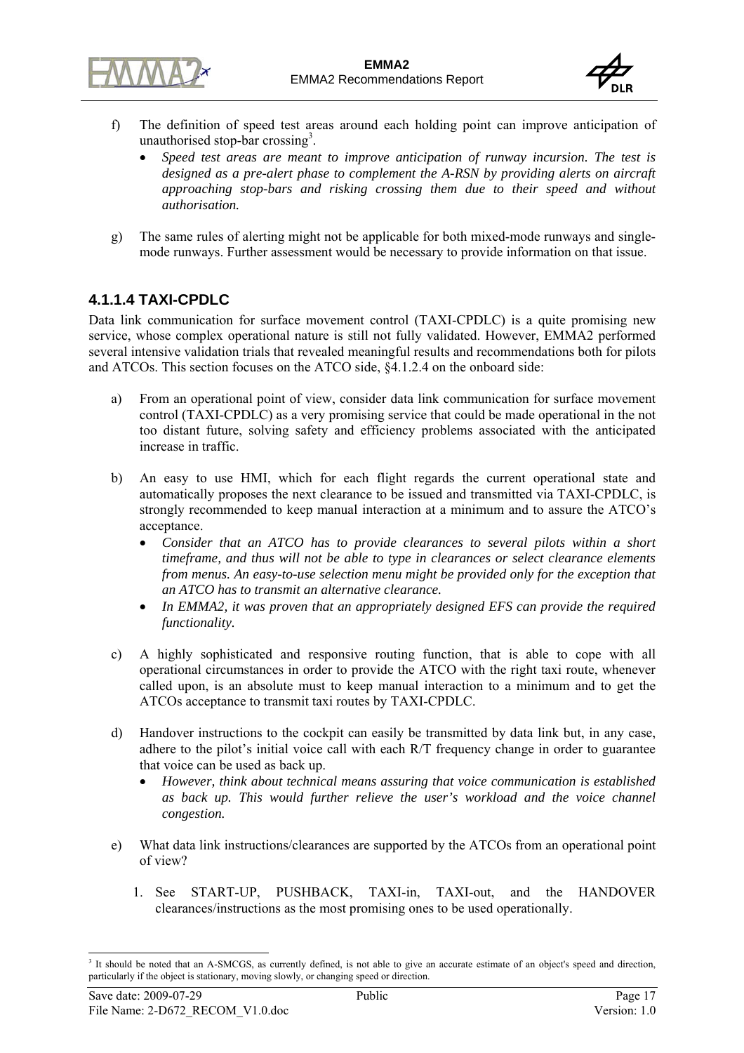f) The definition of speed test areas around each holding point can improve anticipation of unauthorised stop-bar crossing[3].
   - *Speed test areas are meant to improve anticipation of runway incursion. The test is designed as a pre-alert phase to complement the A-RSN by providing alerts on aircraft approaching stop-bars and risking crossing them due to their speed and without authorisation.*

g) The same rules of alerting might not be applicable for both mixed-mode runways and single-mode runways. Further assessment would be necessary to provide information on that issue.

#### 4.1.1.4 TAXI-CPDLC

Data link communication for surface movement control (TAXI-CPDLC) is a quite promising new service, whose complex operational nature is still not fully validated. However, EMMA2 performed several intensive validation trials that revealed meaningful results and recommendations both for pilots and ATCOs. This section focuses on the ATCO side, §4.1.2.4 on the onboard side:

a) From an operational point of view, consider data link communication for surface movement control (TAXI-CPDLC) as a very promising service that could be made operational in the not too distant future, solving safety and efficiency problems associated with the anticipated increase in traffic.

b) An easy to use HMI, which for each flight regards the current operational state and automatically proposes the next clearance to be issued and transmitted via TAXI-CPDLC, is strongly recommended to keep manual interaction at a minimum and to assure the ATCO's acceptance.
   - *Consider that an ATCO has to provide clearances to several pilots within a short timeframe, and thus will not be able to type in clearances or select clearance elements from menus. An easy-to-use selection menu might be provided only for the exception that an ATCO has to transmit an alternative clearance.*
   - *In EMMA2, it was proven that an appropriately designed EFS can provide the required functionality.*

c) A highly sophisticated and responsive routing function, that is able to cope with all operational circumstances in order to provide the ATCO with the right taxi route, whenever called upon, is an absolute must to keep manual interaction to a minimum and to get the ATCOs acceptance to transmit taxi routes by TAXI-CPDLC.

d) Handover instructions to the cockpit can easily be transmitted by data link but, in any case, adhere to the pilot's initial voice call with each R/T frequency change in order to guarantee that voice can be used as back up.
   - *However, think about technical means assuring that voice communication is established as back up. This would further relieve the user's workload and the voice channel congestion.*

e) What data link instructions/clearances are supported by the ATCOs from an operational point of view?

   1. See START-UP, PUSHBACK, TAXI-in, TAXI-out, and the HANDOVER clearances/instructions as the most promising ones to be used operationally.

---

[3] It should be noted that an A-SMCGS, as currently defined, is not able to give an accurate estimate of an object's speed and direction, particularly if the object is stationary, moving slowly, or changing speed or direction.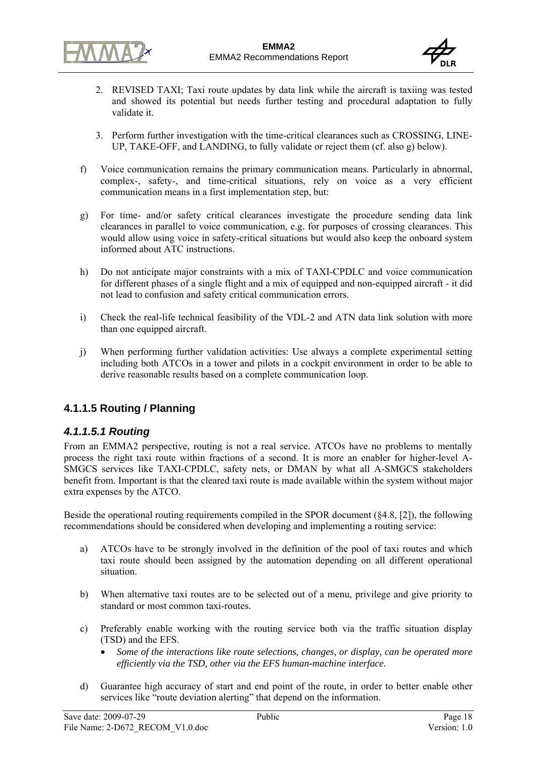2. REVISED TAXI; Taxi route updates by data link while the aircraft is taxiing was tested and showed its potential but needs further testing and procedural adaptation to fully validate it.

3. Perform further investigation with the time-critical clearances such as CROSSING, LINE-UP, TAKE-OFF, and LANDING, to fully validate or reject them (cf. also g) below).

f) Voice communication remains the primary communication means. Particularly in abnormal, complex-, safety-, and time-critical situations, rely on voice as a very efficient communication means in a first implementation step, but:

g) For time- and/or safety critical clearances investigate the procedure sending data link clearances in parallel to voice communication, e.g. for purposes of crossing clearances. This would allow using voice in safety-critical situations but would also keep the onboard system informed about ATC instructions.

h) Do not anticipate major constraints with a mix of TAXI-CPDLC and voice communication for different phases of a single flight and a mix of equipped and non-equipped aircraft - it did not lead to confusion and safety critical communication errors.

i) Check the real-life technical feasibility of the VDL-2 and ATN data link solution with more than one equipped aircraft.

j) When performing further validation activities: Use always a complete experimental setting including both ATCOs in a tower and pilots in a cockpit environment in order to be able to derive reasonable results based on a complete communication loop.

### 4.1.1.5 Routing / Planning

#### *4.1.1.5.1 Routing*

From an EMMA2 perspective, routing is not a real service. ATCOs have no problems to mentally process the right taxi route within fractions of a second. It is more an enabler for higher-level A-SMGCS services like TAXI-CPDLC, safety nets, or DMAN by what all A-SMGCS stakeholders benefit from. Important is that the cleared taxi route is made available within the system without major extra expenses by the ATCO.

Beside the operational routing requirements compiled in the SPOR document (§4.8, [2]), the following recommendations should be considered when developing and implementing a routing service:

a) ATCOs have to be strongly involved in the definition of the pool of taxi routes and which taxi route should been assigned by the automation depending on all different operational situation.

b) When alternative taxi routes are to be selected out of a menu, privilege and give priority to standard or most common taxi-routes.

c) Preferably enable working with the routing service both via the traffic situation display (TSD) and the EFS.
   - *Some of the interactions like route selections, changes, or display, can be operated more efficiently via the TSD, other via the EFS human-machine interface.*

d) Guarantee high accuracy of start and end point of the route, in order to better enable other services like "route deviation alerting" that depend on the information.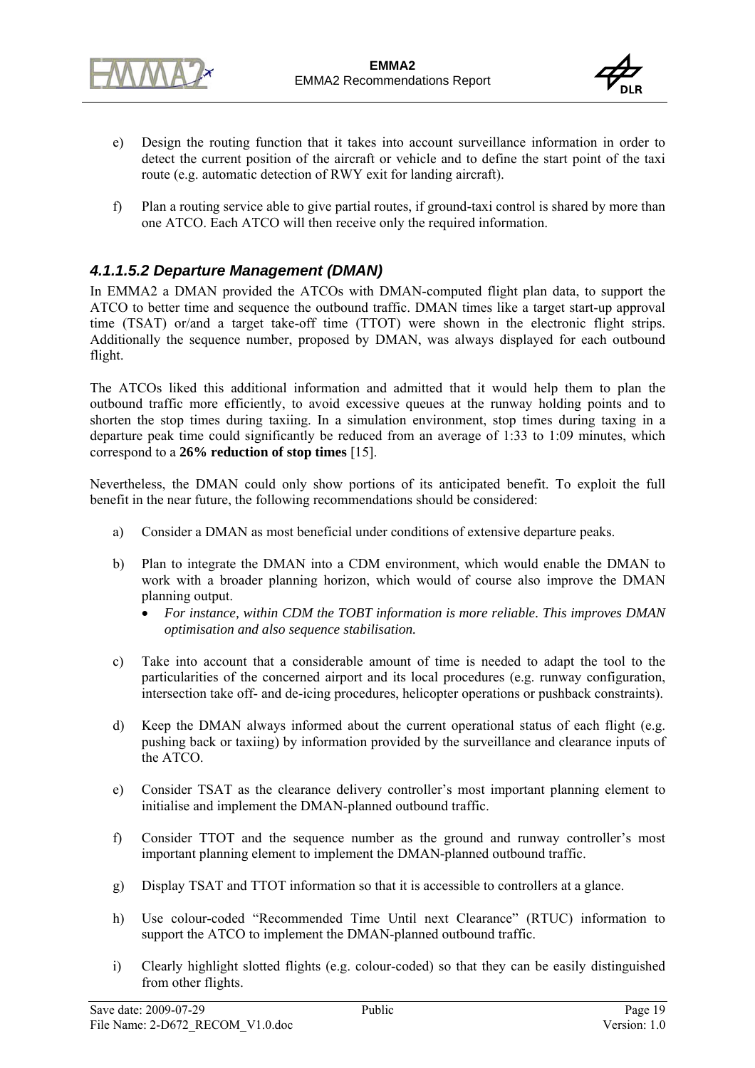e) Design the routing function that it takes into account surveillance information in order to detect the current position of the aircraft or vehicle and to define the start point of the taxi route (e.g. automatic detection of RWY exit for landing aircraft).

f) Plan a routing service able to give partial routes, if ground-taxi control is shared by more than one ATCO. Each ATCO will then receive only the required information.

#### *4.1.1.5.2 Departure Management (DMAN)*

In EMMA2 a DMAN provided the ATCOs with DMAN-computed flight plan data, to support the ATCO to better time and sequence the outbound traffic. DMAN times like a target start-up approval time (TSAT) or/and a target take-off time (TTOT) were shown in the electronic flight strips. Additionally the sequence number, proposed by DMAN, was always displayed for each outbound flight.

The ATCOs liked this additional information and admitted that it would help them to plan the outbound traffic more efficiently, to avoid excessive queues at the runway holding points and to shorten the stop times during taxiing. In a simulation environment, stop times during taxing in a departure peak time could significantly be reduced from an average of 1:33 to 1:09 minutes, which correspond to a **26% reduction of stop times** [15].

Nevertheless, the DMAN could only show portions of its anticipated benefit. To exploit the full benefit in the near future, the following recommendations should be considered:

a) Consider a DMAN as most beneficial under conditions of extensive departure peaks.

b) Plan to integrate the DMAN into a CDM environment, which would enable the DMAN to work with a broader planning horizon, which would of course also improve the DMAN planning output.
   - *For instance, within CDM the TOBT information is more reliable. This improves DMAN optimisation and also sequence stabilisation.*

c) Take into account that a considerable amount of time is needed to adapt the tool to the particularities of the concerned airport and its local procedures (e.g. runway configuration, intersection take off- and de-icing procedures, helicopter operations or pushback constraints).

d) Keep the DMAN always informed about the current operational status of each flight (e.g. pushing back or taxiing) by information provided by the surveillance and clearance inputs of the ATCO.

e) Consider TSAT as the clearance delivery controller's most important planning element to initialise and implement the DMAN-planned outbound traffic.

f) Consider TTOT and the sequence number as the ground and runway controller's most important planning element to implement the DMAN-planned outbound traffic.

g) Display TSAT and TTOT information so that it is accessible to controllers at a glance.

h) Use colour-coded "Recommended Time Until next Clearance" (RTUC) information to support the ATCO to implement the DMAN-planned outbound traffic.

i) Clearly highlight slotted flights (e.g. colour-coded) so that they can be easily distinguished from other flights.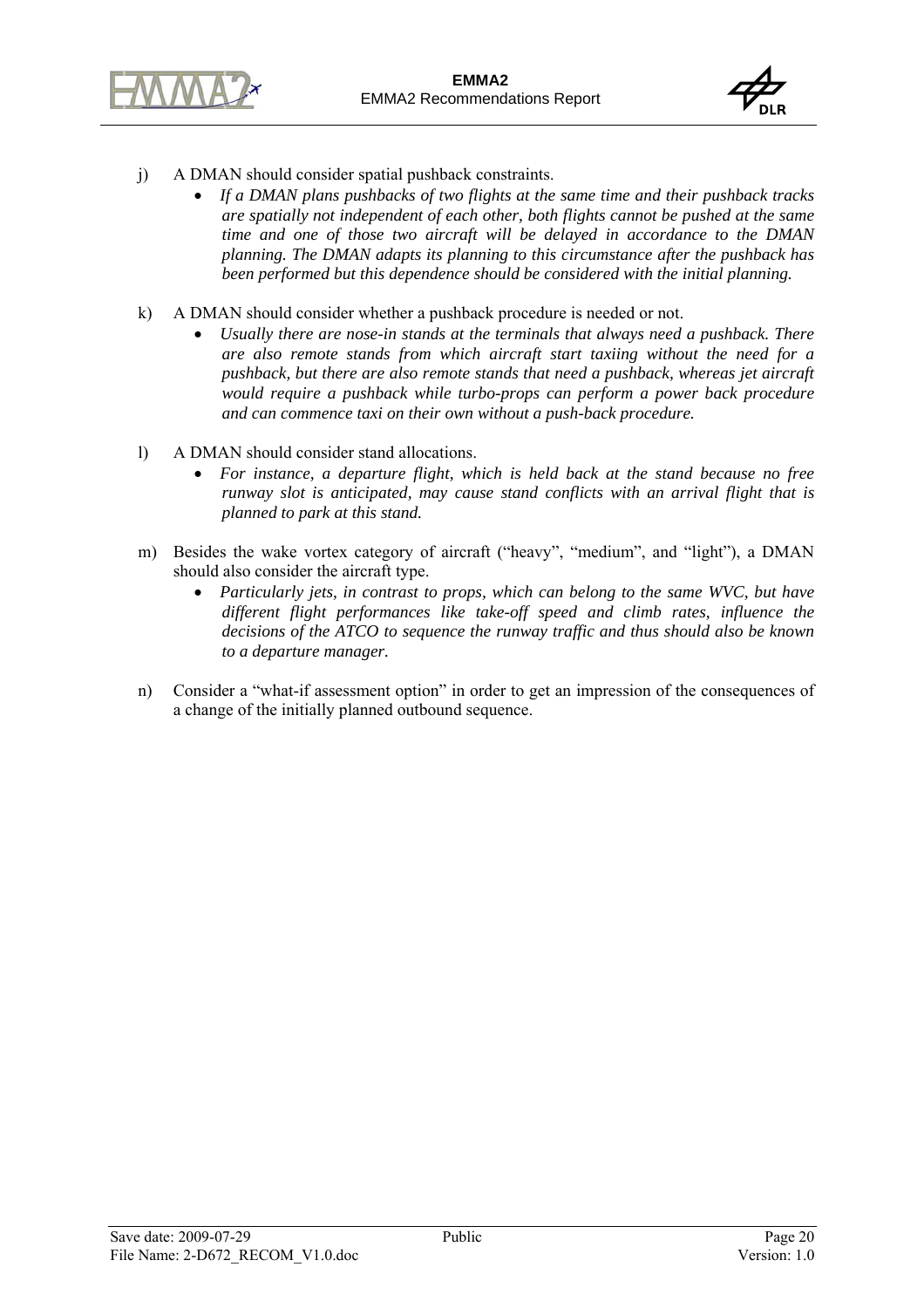j) A DMAN should consider spatial pushback constraints.
   - *If a DMAN plans pushbacks of two flights at the same time and their pushback tracks are spatially not independent of each other, both flights cannot be pushed at the same time and one of those two aircraft will be delayed in accordance to the DMAN planning. The DMAN adapts its planning to this circumstance after the pushback has been performed but this dependence should be considered with the initial planning.*

k) A DMAN should consider whether a pushback procedure is needed or not.
   - *Usually there are nose-in stands at the terminals that always need a pushback. There are also remote stands from which aircraft start taxiing without the need for a pushback, but there are also remote stands that need a pushback, whereas jet aircraft would require a pushback while turbo-props can perform a power back procedure and can commence taxi on their own without a push-back procedure.*

l) A DMAN should consider stand allocations.
   - *For instance, a departure flight, which is held back at the stand because no free runway slot is anticipated, may cause stand conflicts with an arrival flight that is planned to park at this stand.*

m) Besides the wake vortex category of aircraft ("heavy", "medium", and "light"), a DMAN should also consider the aircraft type.
   - *Particularly jets, in contrast to props, which can belong to the same WVC, but have different flight performances like take-off speed and climb rates, influence the decisions of the ATCO to sequence the runway traffic and thus should also be known to a departure manager.*

n) Consider a "what-if assessment option" in order to get an impression of the consequences of a change of the initially planned outbound sequence.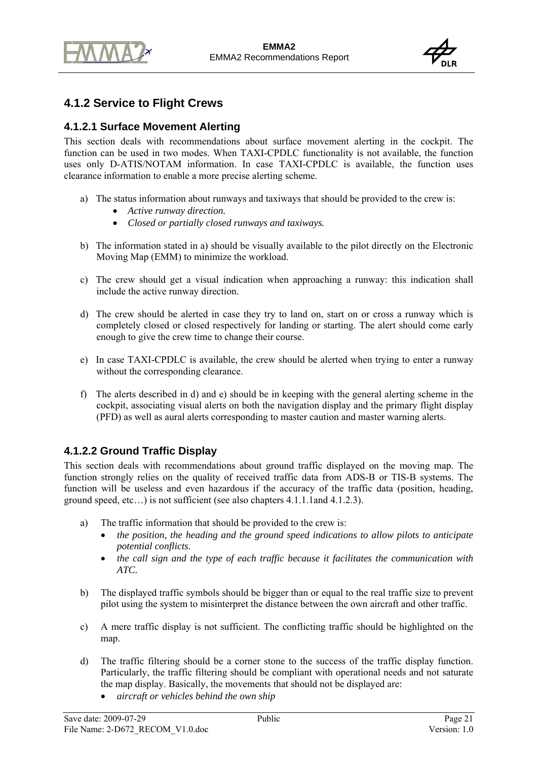### 4.1.2 Service to Flight Crews

#### 4.1.2.1 Surface Movement Alerting

This section deals with recommendations about surface movement alerting in the cockpit. The function can be used in two modes. When TAXI-CPDLC functionality is not available, the function uses only D-ATIS/NOTAM information. In case TAXI-CPDLC is available, the function uses clearance information to enable a more precise alerting scheme.

a) The status information about runways and taxiways that should be provided to the crew is:
   - *Active runway direction.*
   - *Closed or partially closed runways and taxiways.*

b) The information stated in a) should be visually available to the pilot directly on the Electronic Moving Map (EMM) to minimize the workload.

c) The crew should get a visual indication when approaching a runway: this indication shall include the active runway direction.

d) The crew should be alerted in case they try to land on, start on or cross a runway which is completely closed or closed respectively for landing or starting. The alert should come early enough to give the crew time to change their course.

e) In case TAXI-CPDLC is available, the crew should be alerted when trying to enter a runway without the corresponding clearance.

f) The alerts described in d) and e) should be in keeping with the general alerting scheme in the cockpit, associating visual alerts on both the navigation display and the primary flight display (PFD) as well as aural alerts corresponding to master caution and master warning alerts.

#### 4.1.2.2 Ground Traffic Display

This section deals with recommendations about ground traffic displayed on the moving map. The function strongly relies on the quality of received traffic data from ADS-B or TIS-B systems. The function will be useless and even hazardous if the accuracy of the traffic data (position, heading, ground speed, etc…) is not sufficient (see also chapters 4.1.1.1and 4.1.2.3).

a) The traffic information that should be provided to the crew is:
   - *the position, the heading and the ground speed indications to allow pilots to anticipate potential conflicts.*
   - *the call sign and the type of each traffic because it facilitates the communication with ATC.*

b) The displayed traffic symbols should be bigger than or equal to the real traffic size to prevent pilot using the system to misinterpret the distance between the own aircraft and other traffic.

c) A mere traffic display is not sufficient. The conflicting traffic should be highlighted on the map.

d) The traffic filtering should be a corner stone to the success of the traffic display function. Particularly, the traffic filtering should be compliant with operational needs and not saturate the map display. Basically, the movements that should not be displayed are:
   - *aircraft or vehicles behind the own ship*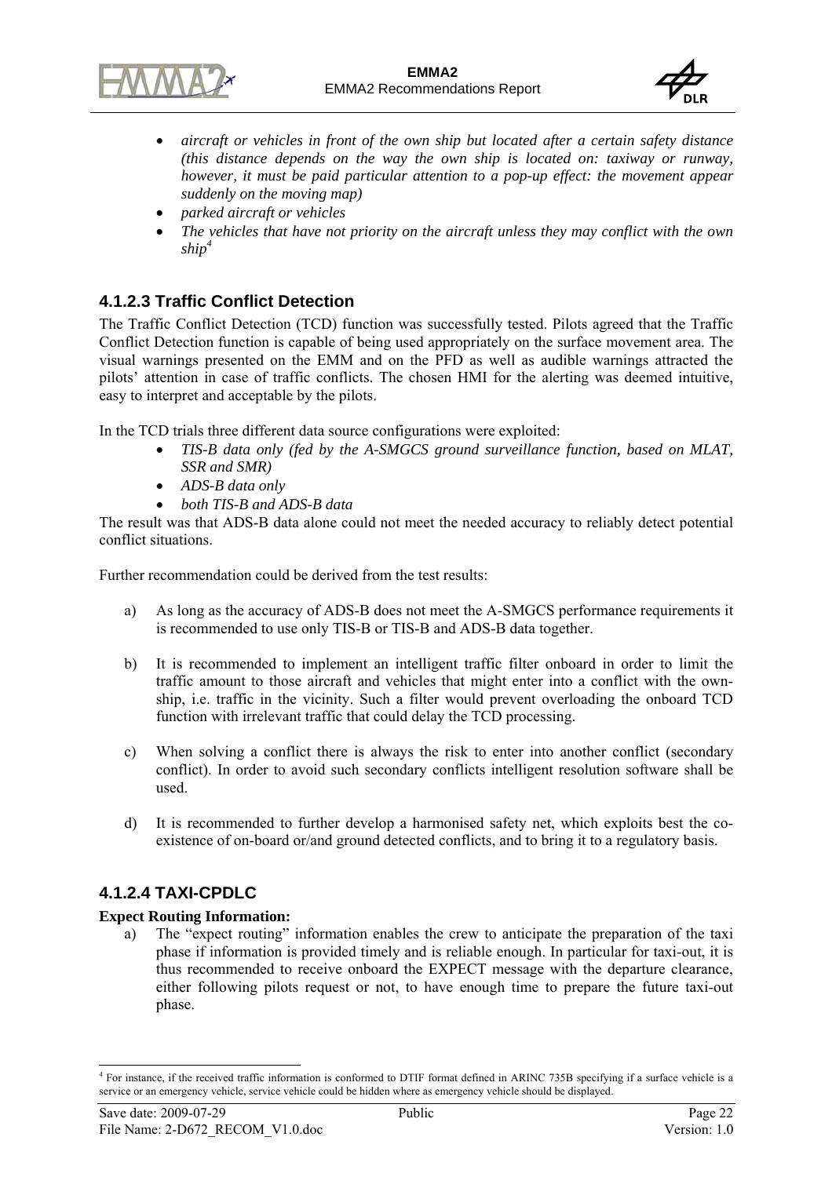- *aircraft or vehicles in front of the own ship but located after a certain safety distance (this distance depends on the way the own ship is located on: taxiway or runway, however, it must be paid particular attention to a pop-up effect: the movement appear suddenly on the moving map)*
- *parked aircraft or vehicles*
- *The vehicles that have not priority on the aircraft unless they may conflict with the own ship*[4]

#### 4.1.2.3 Traffic Conflict Detection

The Traffic Conflict Detection (TCD) function was successfully tested. Pilots agreed that the Traffic Conflict Detection function is capable of being used appropriately on the surface movement area. The visual warnings presented on the EMM and on the PFD as well as audible warnings attracted the pilots' attention in case of traffic conflicts. The chosen HMI for the alerting was deemed intuitive, easy to interpret and acceptable by the pilots.

In the TCD trials three different data source configurations were exploited:

- *TIS-B data only (fed by the A-SMGCS ground surveillance function, based on MLAT, SSR and SMR)*
- *ADS-B data only*
- *both TIS-B and ADS-B data*

The result was that ADS-B data alone could not meet the needed accuracy to reliably detect potential conflict situations.

Further recommendation could be derived from the test results:

a) As long as the accuracy of ADS-B does not meet the A-SMGCS performance requirements it is recommended to use only TIS-B or TIS-B and ADS-B data together.

b) It is recommended to implement an intelligent traffic filter onboard in order to limit the traffic amount to those aircraft and vehicles that might enter into a conflict with the own-ship, i.e. traffic in the vicinity. Such a filter would prevent overloading the onboard TCD function with irrelevant traffic that could delay the TCD processing.

c) When solving a conflict there is always the risk to enter into another conflict (secondary conflict). In order to avoid such secondary conflicts intelligent resolution software shall be used.

d) It is recommended to further develop a harmonised safety net, which exploits best the co-existence of on-board or/and ground detected conflicts, and to bring it to a regulatory basis.

#### 4.1.2.4 TAXI-CPDLC

**Expect Routing Information:**

a) The "expect routing" information enables the crew to anticipate the preparation of the taxi phase if information is provided timely and is reliable enough. In particular for taxi-out, it is thus recommended to receive onboard the EXPECT message with the departure clearance, either following pilots request or not, to have enough time to prepare the future taxi-out phase.

[4] For instance, if the received traffic information is conformed to DTIF format defined in ARINC 735B specifying if a surface vehicle is a service or an emergency vehicle, service vehicle could be hidden where as emergency vehicle should be displayed.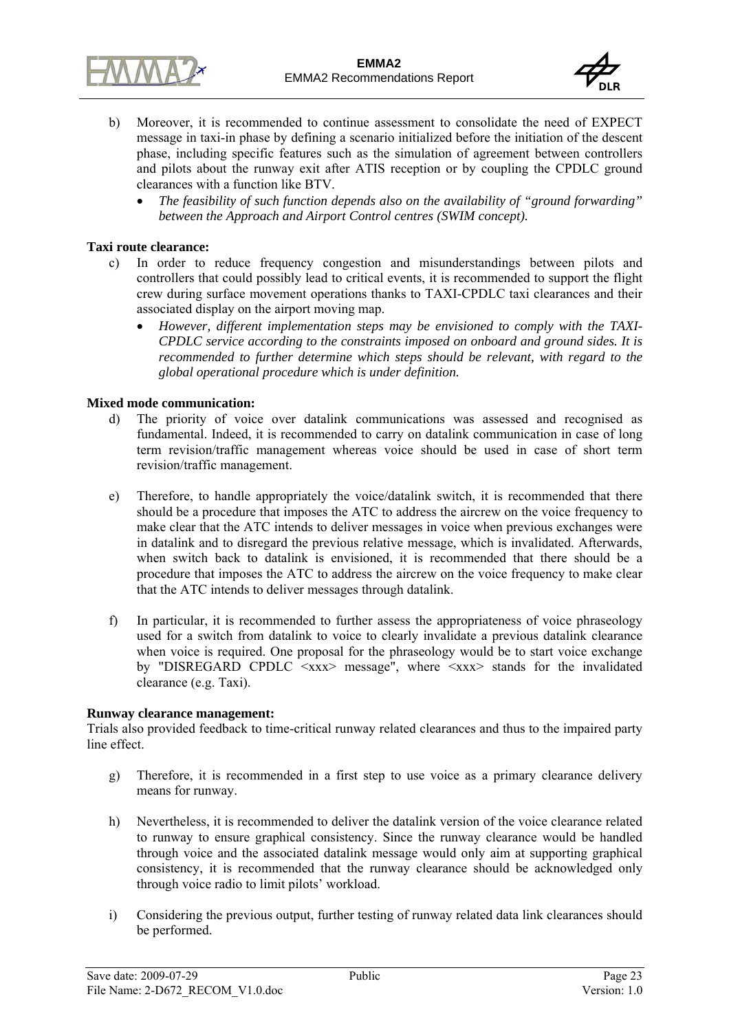b) Moreover, it is recommended to continue assessment to consolidate the need of EXPECT message in taxi-in phase by defining a scenario initialized before the initiation of the descent phase, including specific features such as the simulation of agreement between controllers and pilots about the runway exit after ATIS reception or by coupling the CPDLC ground clearances with a function like BTV.
   - *The feasibility of such function depends also on the availability of "ground forwarding" between the Approach and Airport Control centres (SWIM concept).*

**Taxi route clearance:**

c) In order to reduce frequency congestion and misunderstandings between pilots and controllers that could possibly lead to critical events, it is recommended to support the flight crew during surface movement operations thanks to TAXI-CPDLC taxi clearances and their associated display on the airport moving map.
   - *However, different implementation steps may be envisioned to comply with the TAXI-CPDLC service according to the constraints imposed on onboard and ground sides. It is recommended to further determine which steps should be relevant, with regard to the global operational procedure which is under definition.*

**Mixed mode communication:**

d) The priority of voice over datalink communications was assessed and recognised as fundamental. Indeed, it is recommended to carry on datalink communication in case of long term revision/traffic management whereas voice should be used in case of short term revision/traffic management.

e) Therefore, to handle appropriately the voice/datalink switch, it is recommended that there should be a procedure that imposes the ATC to address the aircrew on the voice frequency to make clear that the ATC intends to deliver messages in voice when previous exchanges were in datalink and to disregard the previous relative message, which is invalidated. Afterwards, when switch back to datalink is envisioned, it is recommended that there should be a procedure that imposes the ATC to address the aircrew on the voice frequency to make clear that the ATC intends to deliver messages through datalink.

f) In particular, it is recommended to further assess the appropriateness of voice phraseology used for a switch from datalink to voice to clearly invalidate a previous datalink clearance when voice is required. One proposal for the phraseology would be to start voice exchange by "DISREGARD CPDLC <xxx> message", where <xxx> stands for the invalidated clearance (e.g. Taxi).

**Runway clearance management:**

Trials also provided feedback to time-critical runway related clearances and thus to the impaired party line effect.

g) Therefore, it is recommended in a first step to use voice as a primary clearance delivery means for runway.

h) Nevertheless, it is recommended to deliver the datalink version of the voice clearance related to runway to ensure graphical consistency. Since the runway clearance would be handled through voice and the associated datalink message would only aim at supporting graphical consistency, it is recommended that the runway clearance should be acknowledged only through voice radio to limit pilots' workload.

i) Considering the previous output, further testing of runway related data link clearances should be performed.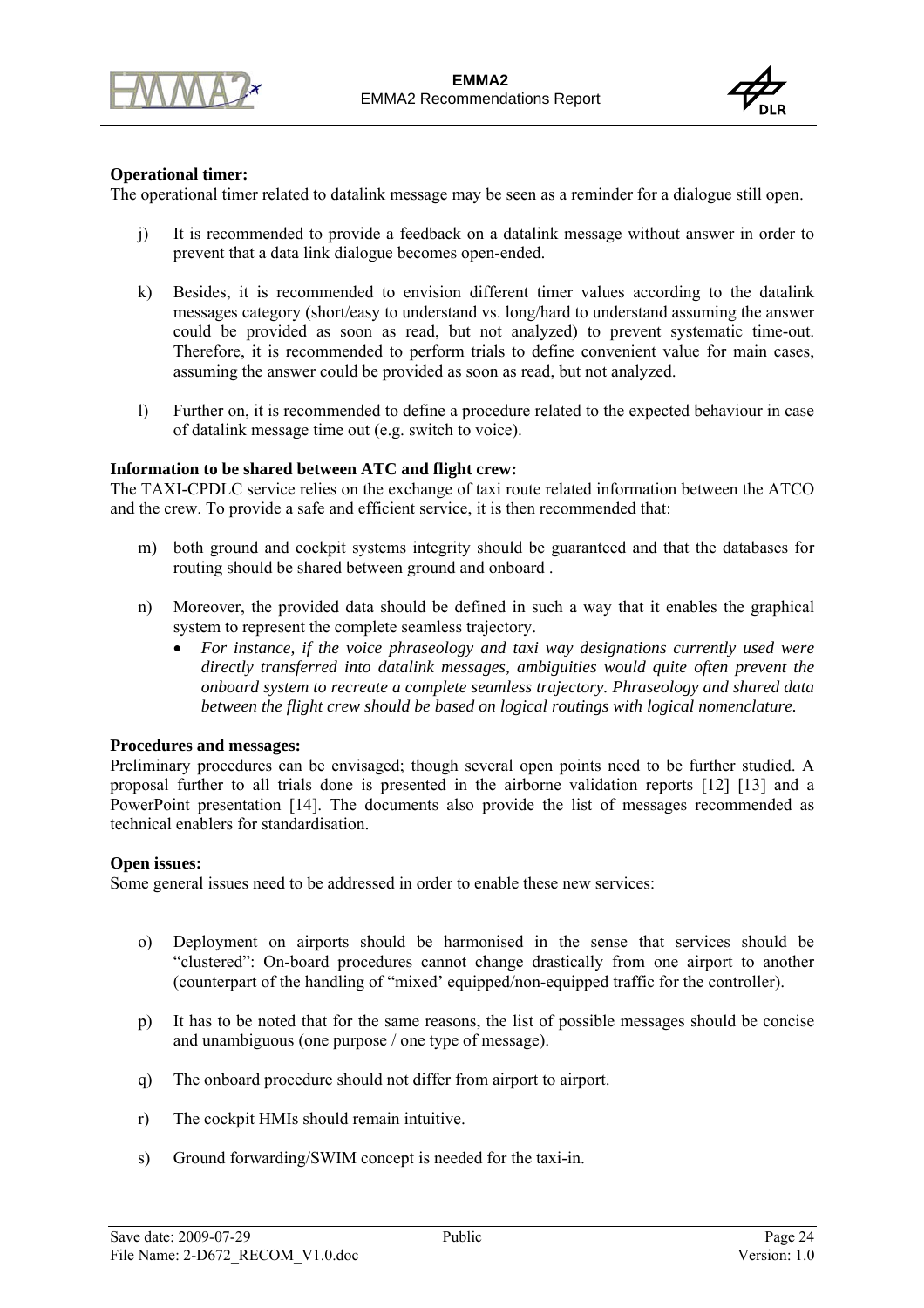**Operational timer:**
The operational timer related to datalink message may be seen as a reminder for a dialogue still open.

j) It is recommended to provide a feedback on a datalink message without answer in order to prevent that a data link dialogue becomes open-ended.

k) Besides, it is recommended to envision different timer values according to the datalink messages category (short/easy to understand vs. long/hard to understand assuming the answer could be provided as soon as read, but not analyzed) to prevent systematic time-out. Therefore, it is recommended to perform trials to define convenient value for main cases, assuming the answer could be provided as soon as read, but not analyzed.

l) Further on, it is recommended to define a procedure related to the expected behaviour in case of datalink message time out (e.g. switch to voice).

**Information to be shared between ATC and flight crew:**
The TAXI-CPDLC service relies on the exchange of taxi route related information between the ATCO and the crew. To provide a safe and efficient service, it is then recommended that:

m) both ground and cockpit systems integrity should be guaranteed and that the databases for routing should be shared between ground and onboard .

n) Moreover, the provided data should be defined in such a way that it enables the graphical system to represent the complete seamless trajectory.
   - *For instance, if the voice phraseology and taxi way designations currently used were directly transferred into datalink messages, ambiguities would quite often prevent the onboard system to recreate a complete seamless trajectory. Phraseology and shared data between the flight crew should be based on logical routings with logical nomenclature.*

**Procedures and messages:**
Preliminary procedures can be envisaged; though several open points need to be further studied. A proposal further to all trials done is presented in the airborne validation reports [12] [13] and a PowerPoint presentation [14]. The documents also provide the list of messages recommended as technical enablers for standardisation.

**Open issues:**
Some general issues need to be addressed in order to enable these new services:

o) Deployment on airports should be harmonised in the sense that services should be "clustered": On-board procedures cannot change drastically from one airport to another (counterpart of the handling of "mixed' equipped/non-equipped traffic for the controller).

p) It has to be noted that for the same reasons, the list of possible messages should be concise and unambiguous (one purpose / one type of message).

q) The onboard procedure should not differ from airport to airport.

r) The cockpit HMIs should remain intuitive.

s) Ground forwarding/SWIM concept is needed for the taxi-in.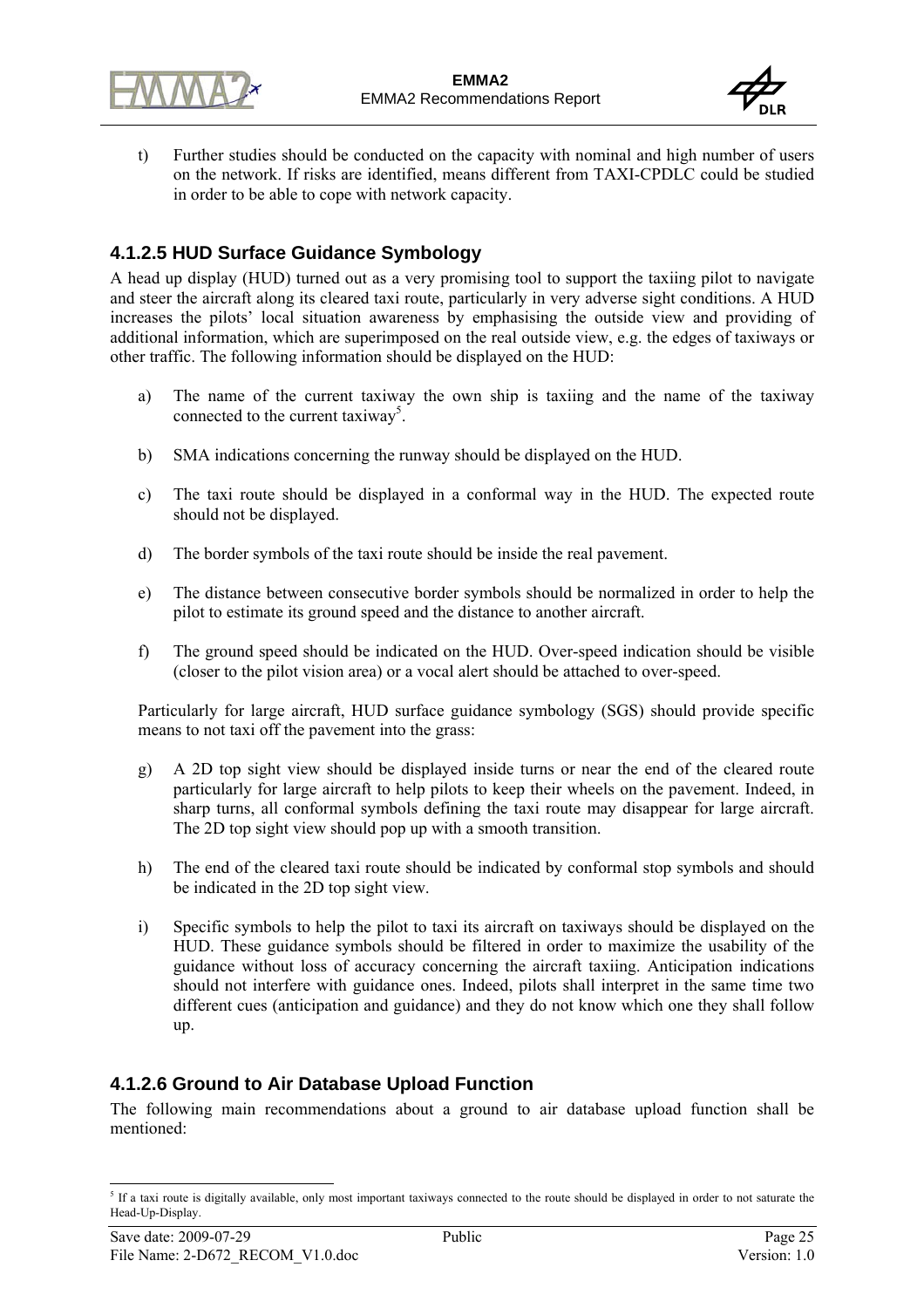t) Further studies should be conducted on the capacity with nominal and high number of users on the network. If risks are identified, means different from TAXI-CPDLC could be studied in order to be able to cope with network capacity.

#### 4.1.2.5 HUD Surface Guidance Symbology

A head up display (HUD) turned out as a very promising tool to support the taxiing pilot to navigate and steer the aircraft along its cleared taxi route, particularly in very adverse sight conditions. A HUD increases the pilots' local situation awareness by emphasising the outside view and providing of additional information, which are superimposed on the real outside view, e.g. the edges of taxiways or other traffic. The following information should be displayed on the HUD:

a) The name of the current taxiway the own ship is taxiing and the name of the taxiway connected to the current taxiway[5].

b) SMA indications concerning the runway should be displayed on the HUD.

c) The taxi route should be displayed in a conformal way in the HUD. The expected route should not be displayed.

d) The border symbols of the taxi route should be inside the real pavement.

e) The distance between consecutive border symbols should be normalized in order to help the pilot to estimate its ground speed and the distance to another aircraft.

f) The ground speed should be indicated on the HUD. Over-speed indication should be visible (closer to the pilot vision area) or a vocal alert should be attached to over-speed.

Particularly for large aircraft, HUD surface guidance symbology (SGS) should provide specific means to not taxi off the pavement into the grass:

g) A 2D top sight view should be displayed inside turns or near the end of the cleared route particularly for large aircraft to help pilots to keep their wheels on the pavement. Indeed, in sharp turns, all conformal symbols defining the taxi route may disappear for large aircraft. The 2D top sight view should pop up with a smooth transition.

h) The end of the cleared taxi route should be indicated by conformal stop symbols and should be indicated in the 2D top sight view.

i) Specific symbols to help the pilot to taxi its aircraft on taxiways should be displayed on the HUD. These guidance symbols should be filtered in order to maximize the usability of the guidance without loss of accuracy concerning the aircraft taxiing. Anticipation indications should not interfere with guidance ones. Indeed, pilots shall interpret in the same time two different cues (anticipation and guidance) and they do not know which one they shall follow up.

#### 4.1.2.6 Ground to Air Database Upload Function

The following main recommendations about a ground to air database upload function shall be mentioned:

[5] If a taxi route is digitally available, only most important taxiways connected to the route should be displayed in order to not saturate the Head-Up-Display.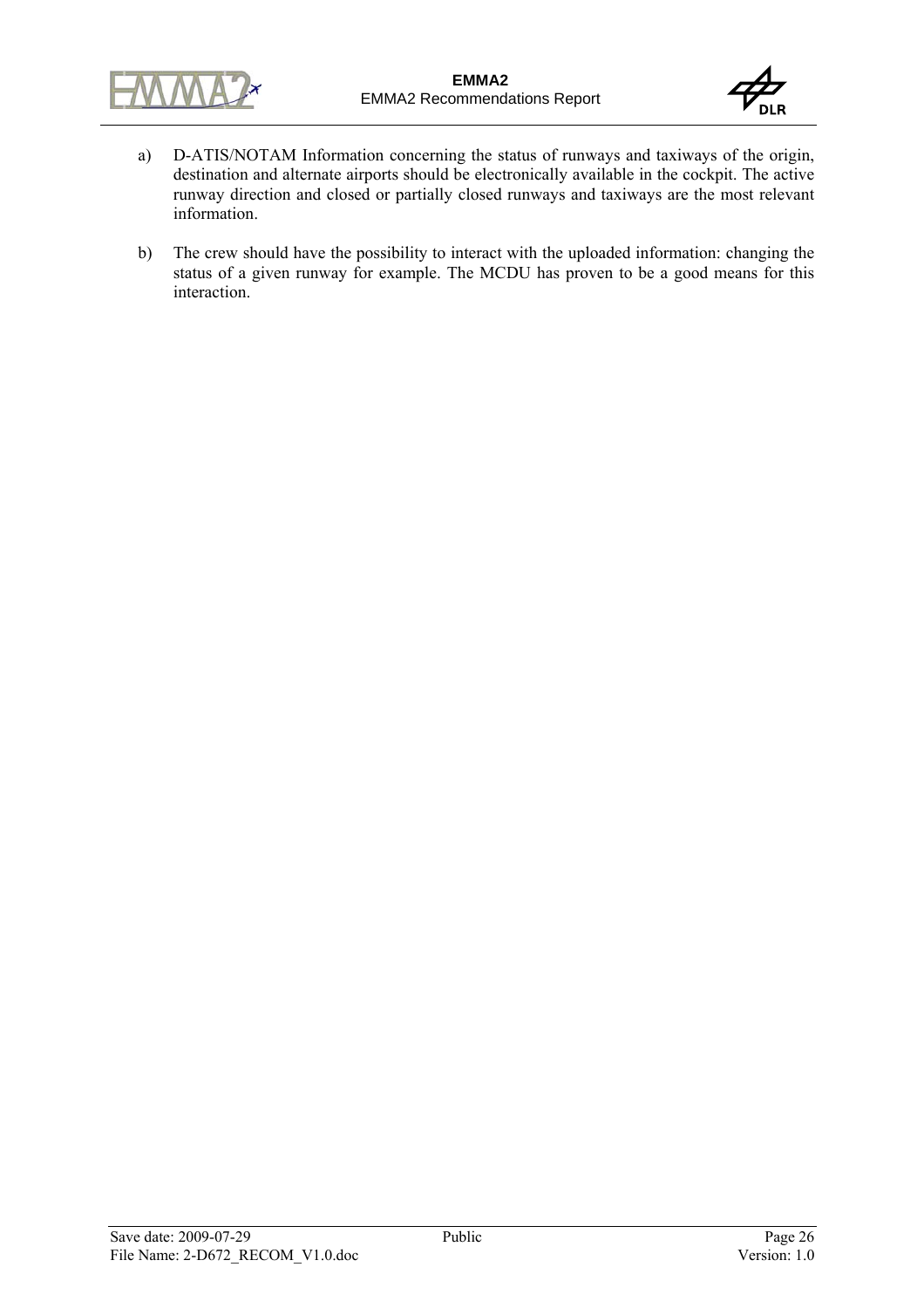a) D-ATIS/NOTAM Information concerning the status of runways and taxiways of the origin, destination and alternate airports should be electronically available in the cockpit. The active runway direction and closed or partially closed runways and taxiways are the most relevant information.

b) The crew should have the possibility to interact with the uploaded information: changing the status of a given runway for example. The MCDU has proven to be a good means for this interaction.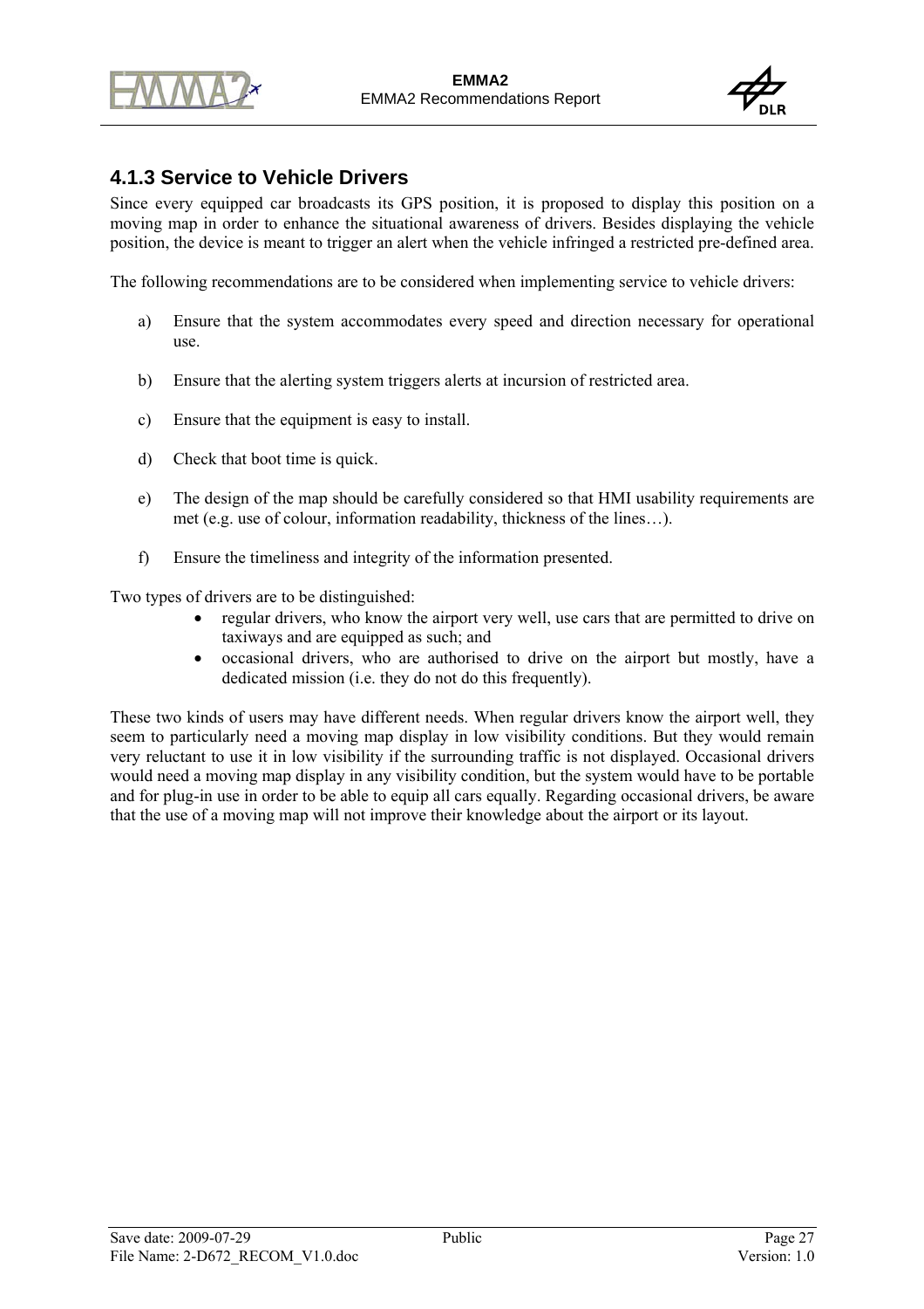### 4.1.3 Service to Vehicle Drivers

Since every equipped car broadcasts its GPS position, it is proposed to display this position on a moving map in order to enhance the situational awareness of drivers. Besides displaying the vehicle position, the device is meant to trigger an alert when the vehicle infringed a restricted pre-defined area.

The following recommendations are to be considered when implementing service to vehicle drivers:

a) Ensure that the system accommodates every speed and direction necessary for operational use.

b) Ensure that the alerting system triggers alerts at incursion of restricted area.

c) Ensure that the equipment is easy to install.

d) Check that boot time is quick.

e) The design of the map should be carefully considered so that HMI usability requirements are met (e.g. use of colour, information readability, thickness of the lines…).

f) Ensure the timeliness and integrity of the information presented.

Two types of drivers are to be distinguished:

- regular drivers, who know the airport very well, use cars that are permitted to drive on taxiways and are equipped as such; and
- occasional drivers, who are authorised to drive on the airport but mostly, have a dedicated mission (i.e. they do not do this frequently).

These two kinds of users may have different needs. When regular drivers know the airport well, they seem to particularly need a moving map display in low visibility conditions. But they would remain very reluctant to use it in low visibility if the surrounding traffic is not displayed. Occasional drivers would need a moving map display in any visibility condition, but the system would have to be portable and for plug-in use in order to be able to equip all cars equally. Regarding occasional drivers, be aware that the use of a moving map will not improve their knowledge about the airport or its layout.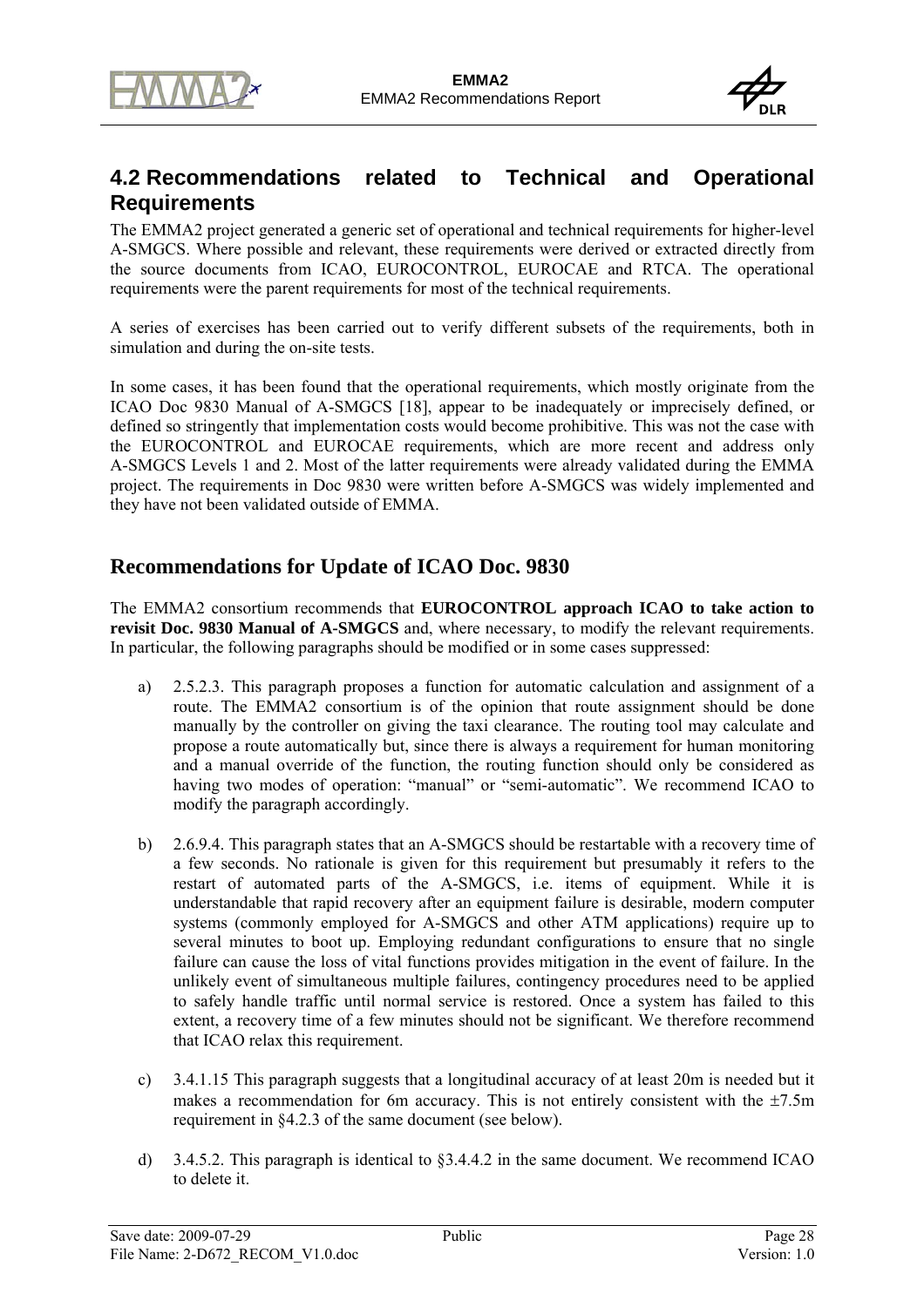## 4.2 Recommendations related to Technical and Operational Requirements

The EMMA2 project generated a generic set of operational and technical requirements for higher-level A-SMGCS. Where possible and relevant, these requirements were derived or extracted directly from the source documents from ICAO, EUROCONTROL, EUROCAE and RTCA. The operational requirements were the parent requirements for most of the technical requirements.

A series of exercises has been carried out to verify different subsets of the requirements, both in simulation and during the on-site tests.

In some cases, it has been found that the operational requirements, which mostly originate from the ICAO Doc 9830 Manual of A-SMGCS [18], appear to be inadequately or imprecisely defined, or defined so stringently that implementation costs would become prohibitive. This was not the case with the EUROCONTROL and EUROCAE requirements, which are more recent and address only A-SMGCS Levels 1 and 2. Most of the latter requirements were already validated during the EMMA project. The requirements in Doc 9830 were written before A-SMGCS was widely implemented and they have not been validated outside of EMMA.

### Recommendations for Update of ICAO Doc. 9830

The EMMA2 consortium recommends that **EUROCONTROL approach ICAO to take action to revisit Doc. 9830 Manual of A-SMGCS** and, where necessary, to modify the relevant requirements. In particular, the following paragraphs should be modified or in some cases suppressed:

a) 2.5.2.3. This paragraph proposes a function for automatic calculation and assignment of a route. The EMMA2 consortium is of the opinion that route assignment should be done manually by the controller on giving the taxi clearance. The routing tool may calculate and propose a route automatically but, since there is always a requirement for human monitoring and a manual override of the function, the routing function should only be considered as having two modes of operation: "manual" or "semi-automatic". We recommend ICAO to modify the paragraph accordingly.

b) 2.6.9.4. This paragraph states that an A-SMGCS should be restartable with a recovery time of a few seconds. No rationale is given for this requirement but presumably it refers to the restart of automated parts of the A-SMGCS, i.e. items of equipment. While it is understandable that rapid recovery after an equipment failure is desirable, modern computer systems (commonly employed for A-SMGCS and other ATM applications) require up to several minutes to boot up. Employing redundant configurations to ensure that no single failure can cause the loss of vital functions provides mitigation in the event of failure. In the unlikely event of simultaneous multiple failures, contingency procedures need to be applied to safely handle traffic until normal service is restored. Once a system has failed to this extent, a recovery time of a few minutes should not be significant. We therefore recommend that ICAO relax this requirement.

c) 3.4.1.15 This paragraph suggests that a longitudinal accuracy of at least 20m is needed but it makes a recommendation for 6m accuracy. This is not entirely consistent with the ±7.5m requirement in §4.2.3 of the same document (see below).

d) 3.4.5.2. This paragraph is identical to §3.4.4.2 in the same document. We recommend ICAO to delete it.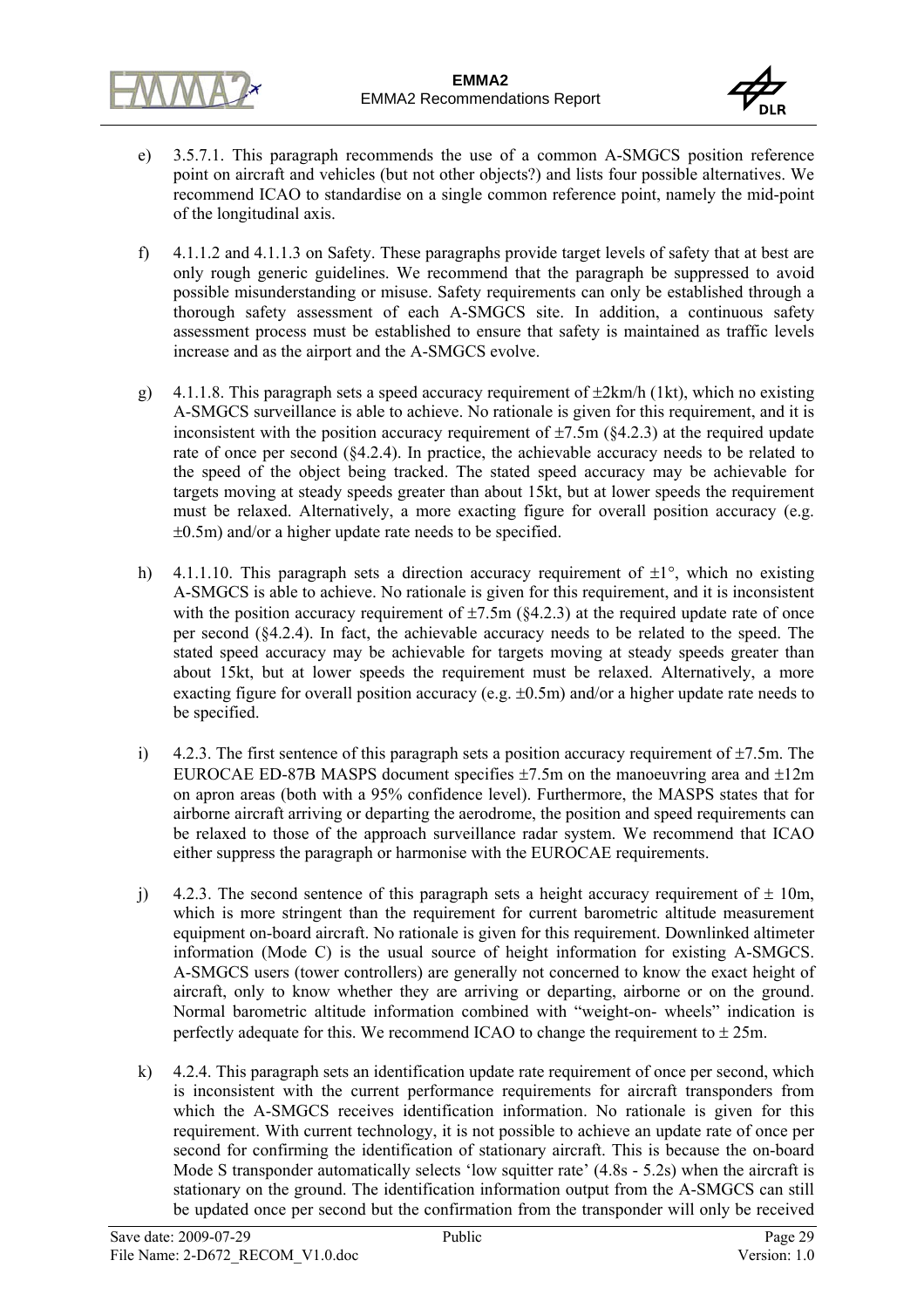e) 3.5.7.1. This paragraph recommends the use of a common A-SMGCS position reference point on aircraft and vehicles (but not other objects?) and lists four possible alternatives. We recommend ICAO to standardise on a single common reference point, namely the mid-point of the longitudinal axis.

f) 4.1.1.2 and 4.1.1.3 on Safety. These paragraphs provide target levels of safety that at best are only rough generic guidelines. We recommend that the paragraph be suppressed to avoid possible misunderstanding or misuse. Safety requirements can only be established through a thorough safety assessment of each A-SMGCS site. In addition, a continuous safety assessment process must be established to ensure that safety is maintained as traffic levels increase and as the airport and the A-SMGCS evolve.

g) 4.1.1.8. This paragraph sets a speed accuracy requirement of ±2km/h (1kt), which no existing A-SMGCS surveillance is able to achieve. No rationale is given for this requirement, and it is inconsistent with the position accuracy requirement of ±7.5m (§4.2.3) at the required update rate of once per second (§4.2.4). In practice, the achievable accuracy needs to be related to the speed of the object being tracked. The stated speed accuracy may be achievable for targets moving at steady speeds greater than about 15kt, but at lower speeds the requirement must be relaxed. Alternatively, a more exacting figure for overall position accuracy (e.g. ±0.5m) and/or a higher update rate needs to be specified.

h) 4.1.1.10. This paragraph sets a direction accuracy requirement of ±1°, which no existing A-SMGCS is able to achieve. No rationale is given for this requirement, and it is inconsistent with the position accuracy requirement of ±7.5m (§4.2.3) at the required update rate of once per second (§4.2.4). In fact, the achievable accuracy needs to be related to the speed. The stated speed accuracy may be achievable for targets moving at steady speeds greater than about 15kt, but at lower speeds the requirement must be relaxed. Alternatively, a more exacting figure for overall position accuracy (e.g. ±0.5m) and/or a higher update rate needs to be specified.

i) 4.2.3. The first sentence of this paragraph sets a position accuracy requirement of ±7.5m. The EUROCAE ED-87B MASPS document specifies ±7.5m on the manoeuvring area and ±12m on apron areas (both with a 95% confidence level). Furthermore, the MASPS states that for airborne aircraft arriving or departing the aerodrome, the position and speed requirements can be relaxed to those of the approach surveillance radar system. We recommend that ICAO either suppress the paragraph or harmonise with the EUROCAE requirements.

j) 4.2.3. The second sentence of this paragraph sets a height accuracy requirement of ± 10m, which is more stringent than the requirement for current barometric altitude measurement equipment on-board aircraft. No rationale is given for this requirement. Downlinked altimeter information (Mode C) is the usual source of height information for existing A-SMGCS. A-SMGCS users (tower controllers) are generally not concerned to know the exact height of aircraft, only to know whether they are arriving or departing, airborne or on the ground. Normal barometric altitude information combined with "weight-on- wheels" indication is perfectly adequate for this. We recommend ICAO to change the requirement to ± 25m.

k) 4.2.4. This paragraph sets an identification update rate requirement of once per second, which is inconsistent with the current performance requirements for aircraft transponders from which the A-SMGCS receives identification information. No rationale is given for this requirement. With current technology, it is not possible to achieve an update rate of once per second for confirming the identification of stationary aircraft. This is because the on-board Mode S transponder automatically selects 'low squitter rate' (4.8s - 5.2s) when the aircraft is stationary on the ground. The identification information output from the A-SMGCS can still be updated once per second but the confirmation from the transponder will only be received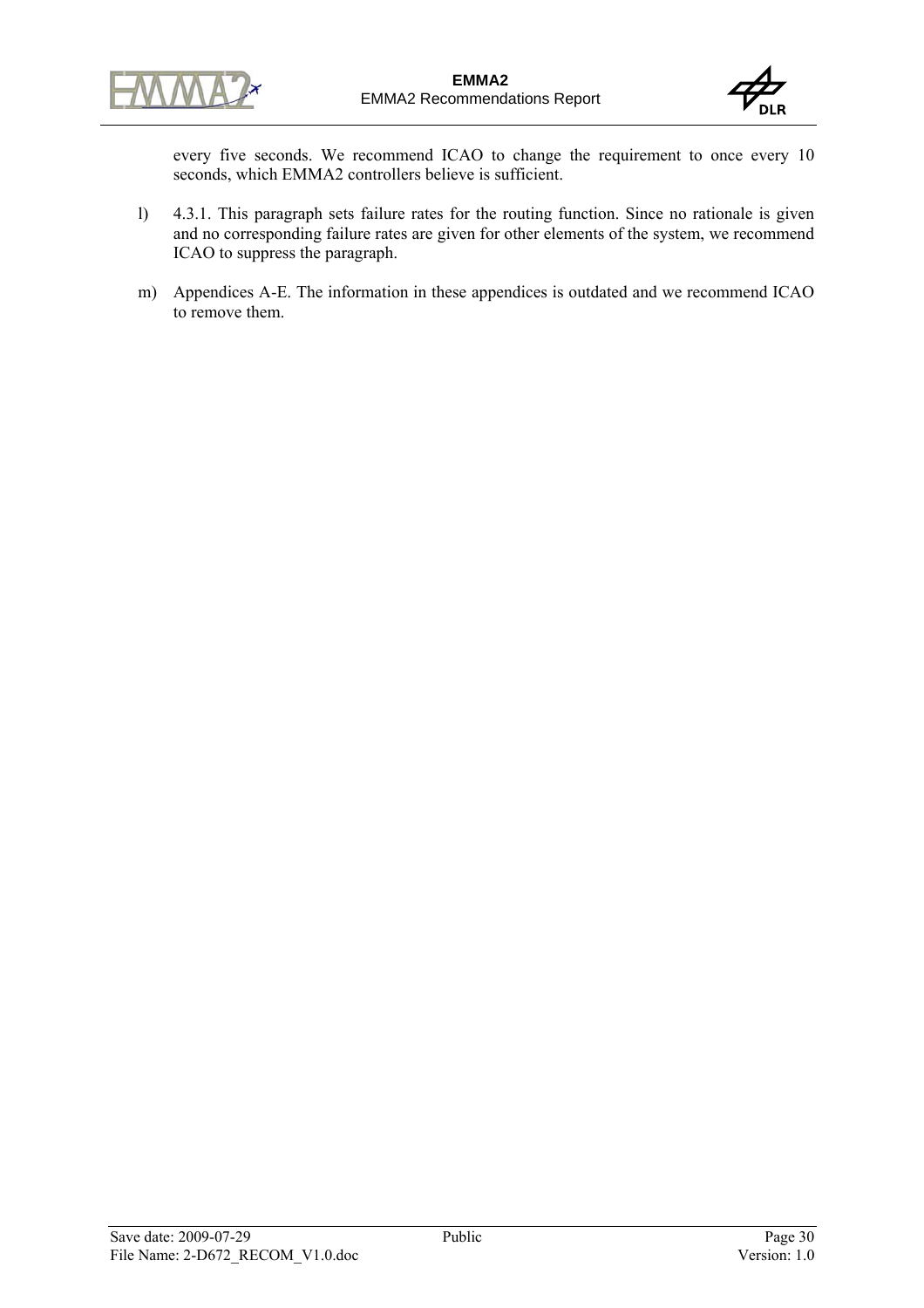every five seconds. We recommend ICAO to change the requirement to once every 10 seconds, which EMMA2 controllers believe is sufficient.

l) 4.3.1. This paragraph sets failure rates for the routing function. Since no rationale is given and no corresponding failure rates are given for other elements of the system, we recommend ICAO to suppress the paragraph.

m) Appendices A-E. The information in these appendices is outdated and we recommend ICAO to remove them.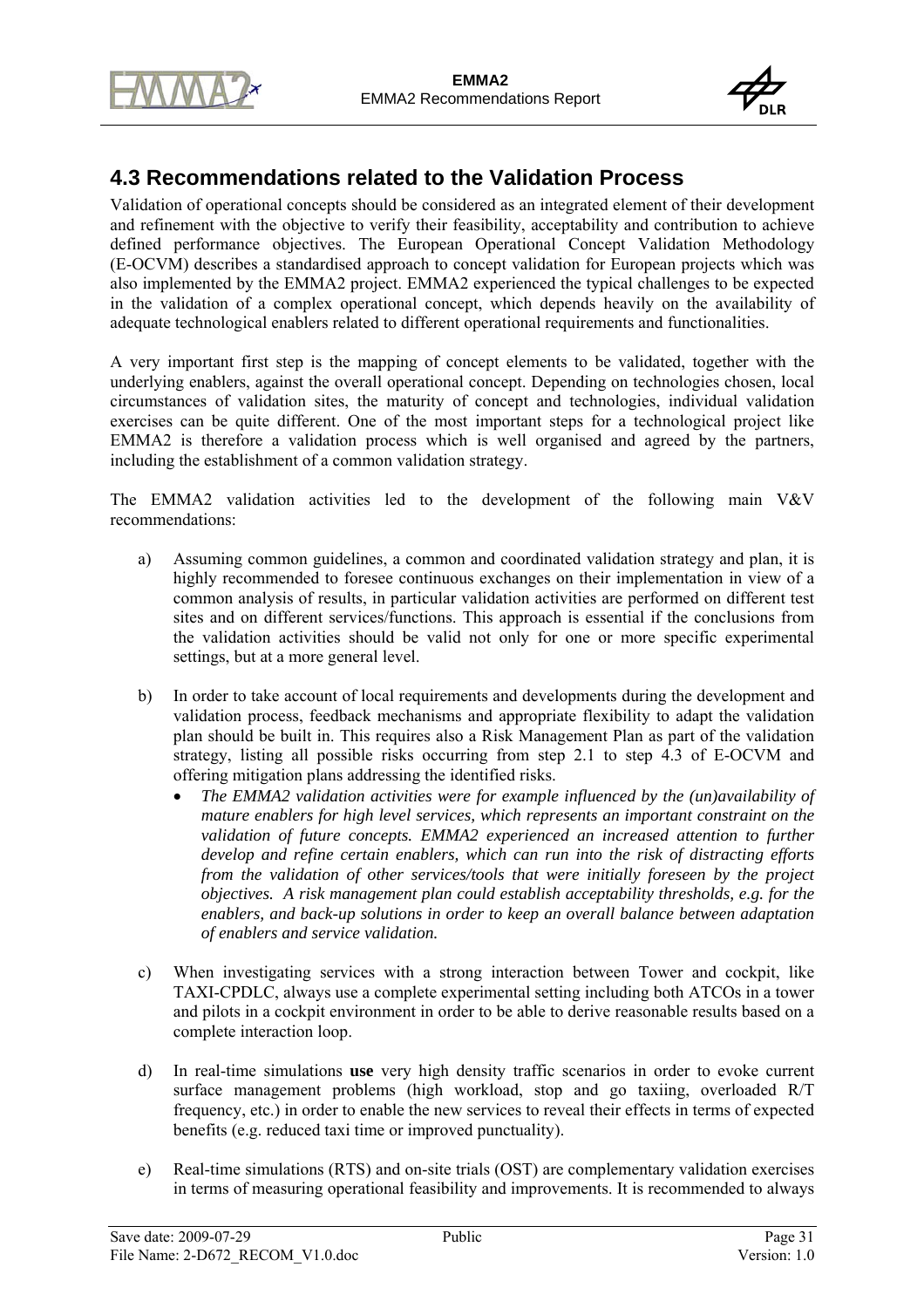## 4.3 Recommendations related to the Validation Process

Validation of operational concepts should be considered as an integrated element of their development and refinement with the objective to verify their feasibility, acceptability and contribution to achieve defined performance objectives. The European Operational Concept Validation Methodology (E-OCVM) describes a standardised approach to concept validation for European projects which was also implemented by the EMMA2 project. EMMA2 experienced the typical challenges to be expected in the validation of a complex operational concept, which depends heavily on the availability of adequate technological enablers related to different operational requirements and functionalities.

A very important first step is the mapping of concept elements to be validated, together with the underlying enablers, against the overall operational concept. Depending on technologies chosen, local circumstances of validation sites, the maturity of concept and technologies, individual validation exercises can be quite different. One of the most important steps for a technological project like EMMA2 is therefore a validation process which is well organised and agreed by the partners, including the establishment of a common validation strategy.

The EMMA2 validation activities led to the development of the following main V&V recommendations:

a) Assuming common guidelines, a common and coordinated validation strategy and plan, it is highly recommended to foresee continuous exchanges on their implementation in view of a common analysis of results, in particular validation activities are performed on different test sites and on different services/functions. This approach is essential if the conclusions from the validation activities should be valid not only for one or more specific experimental settings, but at a more general level.

b) In order to take account of local requirements and developments during the development and validation process, feedback mechanisms and appropriate flexibility to adapt the validation plan should be built in. This requires also a Risk Management Plan as part of the validation strategy, listing all possible risks occurring from step 2.1 to step 4.3 of E-OCVM and offering mitigation plans addressing the identified risks.
   - *The EMMA2 validation activities were for example influenced by the (un)availability of mature enablers for high level services, which represents an important constraint on the validation of future concepts. EMMA2 experienced an increased attention to further develop and refine certain enablers, which can run into the risk of distracting efforts from the validation of other services/tools that were initially foreseen by the project objectives. A risk management plan could establish acceptability thresholds, e.g. for the enablers, and back-up solutions in order to keep an overall balance between adaptation of enablers and service validation.*

c) When investigating services with a strong interaction between Tower and cockpit, like TAXI-CPDLC, always use a complete experimental setting including both ATCOs in a tower and pilots in a cockpit environment in order to be able to derive reasonable results based on a complete interaction loop.

d) In real-time simulations **use** very high density traffic scenarios in order to evoke current surface management problems (high workload, stop and go taxiing, overloaded R/T frequency, etc.) in order to enable the new services to reveal their effects in terms of expected benefits (e.g. reduced taxi time or improved punctuality).

e) Real-time simulations (RTS) and on-site trials (OST) are complementary validation exercises in terms of measuring operational feasibility and improvements. It is recommended to always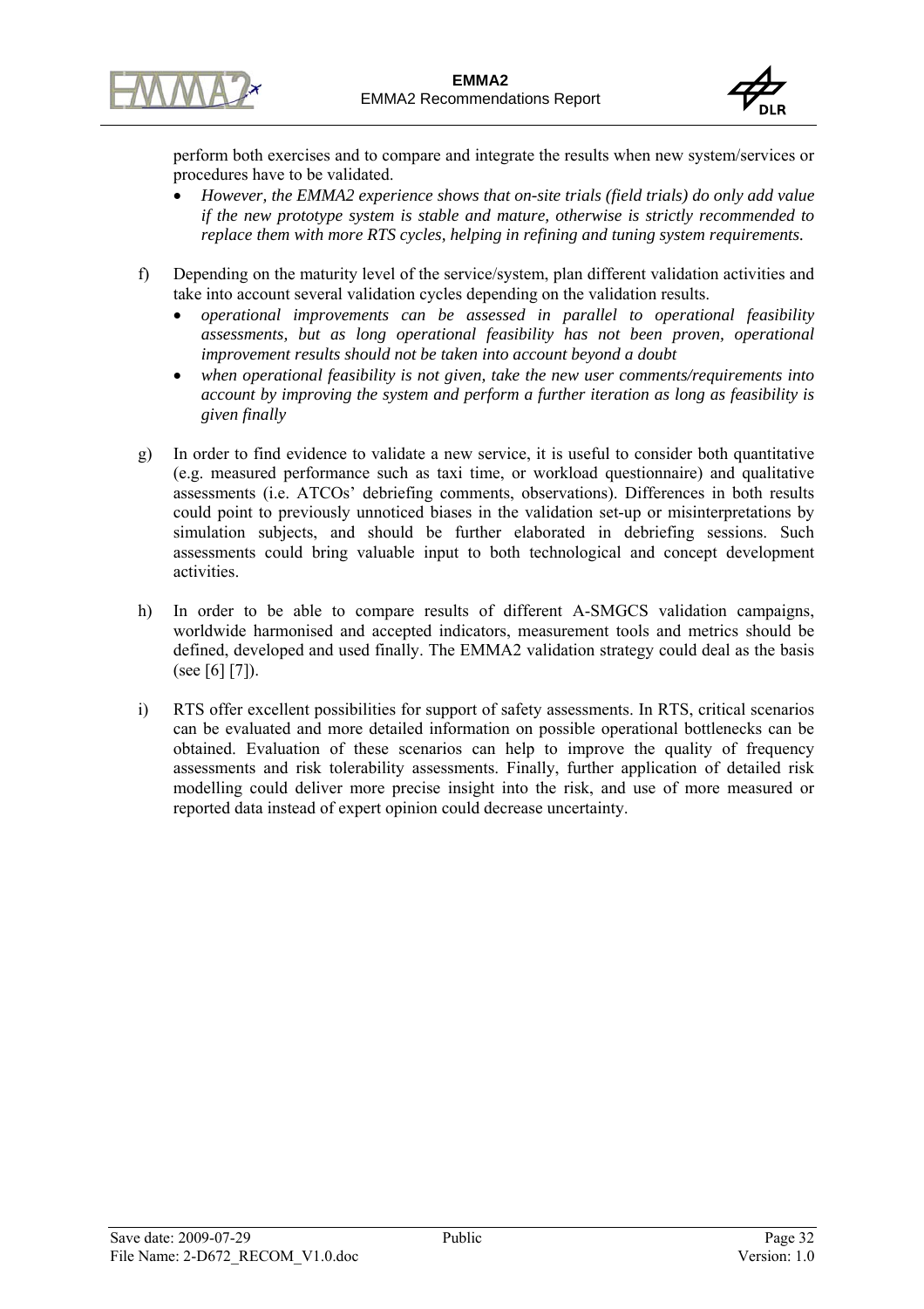perform both exercises and to compare and integrate the results when new system/services or procedures have to be validated.

- *However, the EMMA2 experience shows that on-site trials (field trials) do only add value if the new prototype system is stable and mature, otherwise is strictly recommended to replace them with more RTS cycles, helping in refining and tuning system requirements.*

f) Depending on the maturity level of the service/system, plan different validation activities and take into account several validation cycles depending on the validation results.

- *operational improvements can be assessed in parallel to operational feasibility assessments, but as long operational feasibility has not been proven, operational improvement results should not be taken into account beyond a doubt*
- *when operational feasibility is not given, take the new user comments/requirements into account by improving the system and perform a further iteration as long as feasibility is given finally*

g) In order to find evidence to validate a new service, it is useful to consider both quantitative (e.g. measured performance such as taxi time, or workload questionnaire) and qualitative assessments (i.e. ATCOs' debriefing comments, observations). Differences in both results could point to previously unnoticed biases in the validation set-up or misinterpretations by simulation subjects, and should be further elaborated in debriefing sessions. Such assessments could bring valuable input to both technological and concept development activities.

h) In order to be able to compare results of different A-SMGCS validation campaigns, worldwide harmonised and accepted indicators, measurement tools and metrics should be defined, developed and used finally. The EMMA2 validation strategy could deal as the basis (see [6] [7]).

i) RTS offer excellent possibilities for support of safety assessments. In RTS, critical scenarios can be evaluated and more detailed information on possible operational bottlenecks can be obtained. Evaluation of these scenarios can help to improve the quality of frequency assessments and risk tolerability assessments. Finally, further application of detailed risk modelling could deliver more precise insight into the risk, and use of more measured or reported data instead of expert opinion could decrease uncertainty.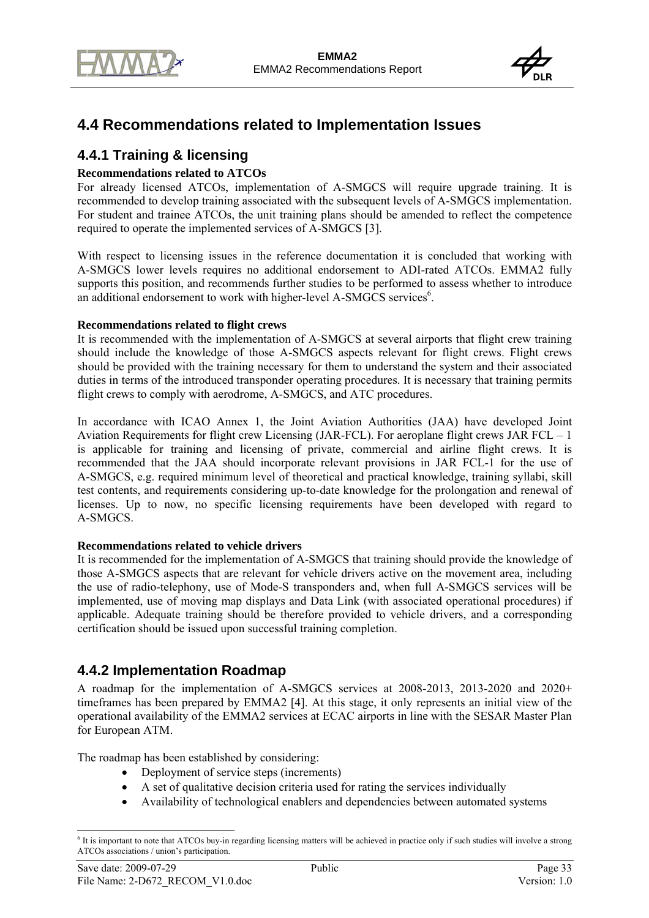## 4.4 Recommendations related to Implementation Issues

### 4.4.1 Training & licensing

**Recommendations related to ATCOs**

For already licensed ATCOs, implementation of A-SMGCS will require upgrade training. It is recommended to develop training associated with the subsequent levels of A-SMGCS implementation. For student and trainee ATCOs, the unit training plans should be amended to reflect the competence required to operate the implemented services of A-SMGCS [3].

With respect to licensing issues in the reference documentation it is concluded that working with A-SMGCS lower levels requires no additional endorsement to ADI-rated ATCOs. EMMA2 fully supports this position, and recommends further studies to be performed to assess whether to introduce an additional endorsement to work with higher-level A-SMGCS services[6].

**Recommendations related to flight crews**

It is recommended with the implementation of A-SMGCS at several airports that flight crew training should include the knowledge of those A-SMGCS aspects relevant for flight crews. Flight crews should be provided with the training necessary for them to understand the system and their associated duties in terms of the introduced transponder operating procedures. It is necessary that training permits flight crews to comply with aerodrome, A-SMGCS, and ATC procedures.

In accordance with ICAO Annex 1, the Joint Aviation Authorities (JAA) have developed Joint Aviation Requirements for flight crew Licensing (JAR-FCL). For aeroplane flight crews JAR FCL – 1 is applicable for training and licensing of private, commercial and airline flight crews. It is recommended that the JAA should incorporate relevant provisions in JAR FCL-1 for the use of A-SMGCS, e.g. required minimum level of theoretical and practical knowledge, training syllabi, skill test contents, and requirements considering up-to-date knowledge for the prolongation and renewal of licenses. Up to now, no specific licensing requirements have been developed with regard to A-SMGCS.

**Recommendations related to vehicle drivers**

It is recommended for the implementation of A-SMGCS that training should provide the knowledge of those A-SMGCS aspects that are relevant for vehicle drivers active on the movement area, including the use of radio-telephony, use of Mode-S transponders and, when full A-SMGCS services will be implemented, use of moving map displays and Data Link (with associated operational procedures) if applicable. Adequate training should be therefore provided to vehicle drivers, and a corresponding certification should be issued upon successful training completion.

### 4.4.2 Implementation Roadmap

A roadmap for the implementation of A-SMGCS services at 2008-2013, 2013-2020 and 2020+ timeframes has been prepared by EMMA2 [4]. At this stage, it only represents an initial view of the operational availability of the EMMA2 services at ECAC airports in line with the SESAR Master Plan for European ATM.

The roadmap has been established by considering:

- Deployment of service steps (increments)
- A set of qualitative decision criteria used for rating the services individually
- Availability of technological enablers and dependencies between automated systems

[6] It is important to note that ATCOs buy-in regarding licensing matters will be achieved in practice only if such studies will involve a strong ATCOs associations / union's participation.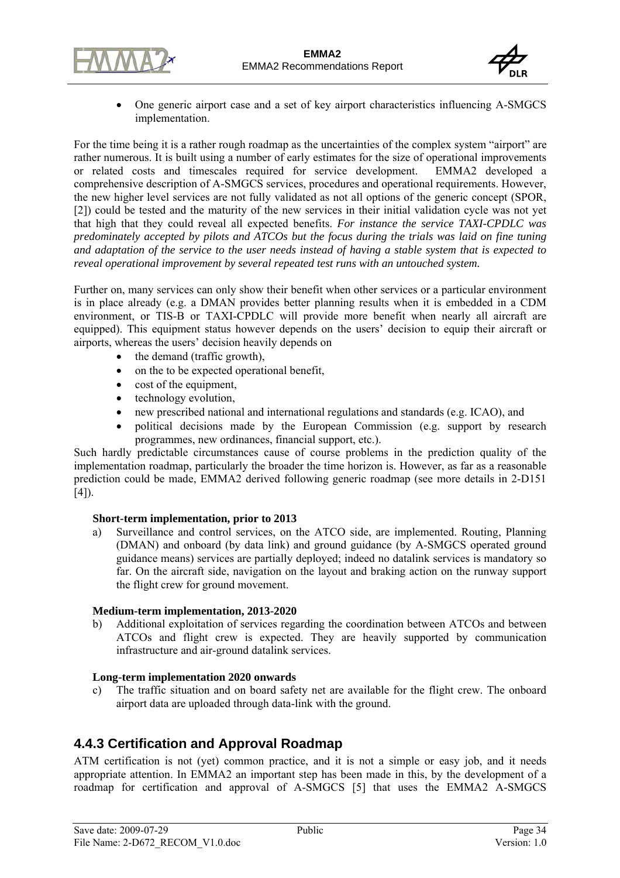- One generic airport case and a set of key airport characteristics influencing A-SMGCS implementation.

For the time being it is a rather rough roadmap as the uncertainties of the complex system "airport" are rather numerous. It is built using a number of early estimates for the size of operational improvements or related costs and timescales required for service development. EMMA2 developed a comprehensive description of A-SMGCS services, procedures and operational requirements. However, the new higher level services are not fully validated as not all options of the generic concept (SPOR, [2]) could be tested and the maturity of the new services in their initial validation cycle was not yet that high that they could reveal all expected benefits. *For instance the service TAXI-CPDLC was predominately accepted by pilots and ATCOs but the focus during the trials was laid on fine tuning and adaptation of the service to the user needs instead of having a stable system that is expected to reveal operational improvement by several repeated test runs with an untouched system.*

Further on, many services can only show their benefit when other services or a particular environment is in place already (e.g. a DMAN provides better planning results when it is embedded in a CDM environment, or TIS-B or TAXI-CPDLC will provide more benefit when nearly all aircraft are equipped). This equipment status however depends on the users' decision to equip their aircraft or airports, whereas the users' decision heavily depends on

- the demand (traffic growth),
- on the to be expected operational benefit,
- cost of the equipment,
- technology evolution,
- new prescribed national and international regulations and standards (e.g. ICAO), and
- political decisions made by the European Commission (e.g. support by research programmes, new ordinances, financial support, etc.).

Such hardly predictable circumstances cause of course problems in the prediction quality of the implementation roadmap, particularly the broader the time horizon is. However, as far as a reasonable prediction could be made, EMMA2 derived following generic roadmap (see more details in 2-D151 [4]).

**Short-term implementation, prior to 2013**

a) Surveillance and control services, on the ATCO side, are implemented. Routing, Planning (DMAN) and onboard (by data link) and ground guidance (by A-SMGCS operated ground guidance means) services are partially deployed; indeed no datalink services is mandatory so far. On the aircraft side, navigation on the layout and braking action on the runway support the flight crew for ground movement.

**Medium-term implementation, 2013-2020**

b) Additional exploitation of services regarding the coordination between ATCOs and between ATCOs and flight crew is expected. They are heavily supported by communication infrastructure and air-ground datalink services.

**Long-term implementation 2020 onwards**

c) The traffic situation and on board safety net are available for the flight crew. The onboard airport data are uploaded through data-link with the ground.

### 4.4.3 Certification and Approval Roadmap

ATM certification is not (yet) common practice, and it is not a simple or easy job, and it needs appropriate attention. In EMMA2 an important step has been made in this, by the development of a roadmap for certification and approval of A-SMGCS [5] that uses the EMMA2 A-SMGCS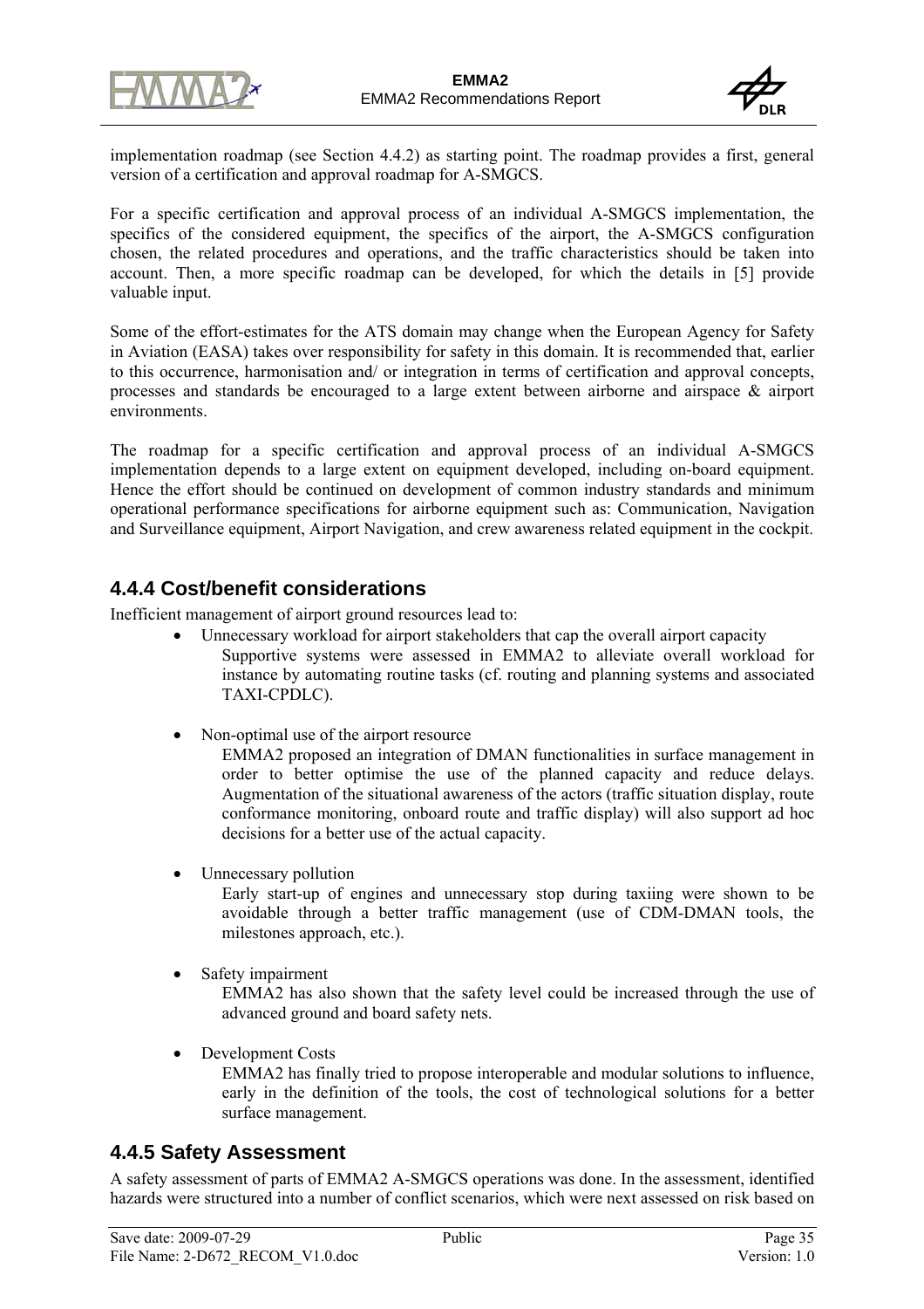implementation roadmap (see Section 4.4.2) as starting point. The roadmap provides a first, general version of a certification and approval roadmap for A-SMGCS.

For a specific certification and approval process of an individual A-SMGCS implementation, the specifics of the considered equipment, the specifics of the airport, the A-SMGCS configuration chosen, the related procedures and operations, and the traffic characteristics should be taken into account. Then, a more specific roadmap can be developed, for which the details in [5] provide valuable input.

Some of the effort-estimates for the ATS domain may change when the European Agency for Safety in Aviation (EASA) takes over responsibility for safety in this domain. It is recommended that, earlier to this occurrence, harmonisation and/ or integration in terms of certification and approval concepts, processes and standards be encouraged to a large extent between airborne and airspace & airport environments.

The roadmap for a specific certification and approval process of an individual A-SMGCS implementation depends to a large extent on equipment developed, including on-board equipment. Hence the effort should be continued on development of common industry standards and minimum operational performance specifications for airborne equipment such as: Communication, Navigation and Surveillance equipment, Airport Navigation, and crew awareness related equipment in the cockpit.

### 4.4.4 Cost/benefit considerations

Inefficient management of airport ground resources lead to:

- Unnecessary workload for airport stakeholders that cap the overall airport capacity
  Supportive systems were assessed in EMMA2 to alleviate overall workload for instance by automating routine tasks (cf. routing and planning systems and associated TAXI-CPDLC).

- Non-optimal use of the airport resource
  EMMA2 proposed an integration of DMAN functionalities in surface management in order to better optimise the use of the planned capacity and reduce delays. Augmentation of the situational awareness of the actors (traffic situation display, route conformance monitoring, onboard route and traffic display) will also support ad hoc decisions for a better use of the actual capacity.

- Unnecessary pollution
  Early start-up of engines and unnecessary stop during taxiing were shown to be avoidable through a better traffic management (use of CDM-DMAN tools, the milestones approach, etc.).

- Safety impairment
  EMMA2 has also shown that the safety level could be increased through the use of advanced ground and board safety nets.

- Development Costs
  EMMA2 has finally tried to propose interoperable and modular solutions to influence, early in the definition of the tools, the cost of technological solutions for a better surface management.

### 4.4.5 Safety Assessment

A safety assessment of parts of EMMA2 A-SMGCS operations was done. In the assessment, identified hazards were structured into a number of conflict scenarios, which were next assessed on risk based on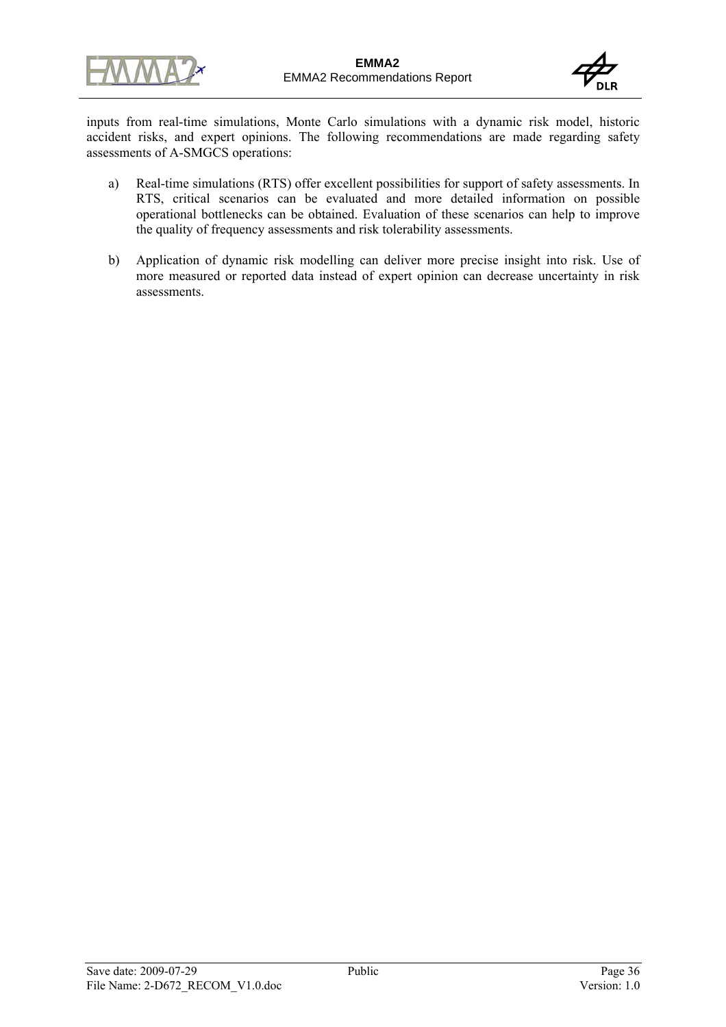inputs from real-time simulations, Monte Carlo simulations with a dynamic risk model, historic accident risks, and expert opinions. The following recommendations are made regarding safety assessments of A-SMGCS operations:

a) Real-time simulations (RTS) offer excellent possibilities for support of safety assessments. In RTS, critical scenarios can be evaluated and more detailed information on possible operational bottlenecks can be obtained. Evaluation of these scenarios can help to improve the quality of frequency assessments and risk tolerability assessments.

b) Application of dynamic risk modelling can deliver more precise insight into risk. Use of more measured or reported data instead of expert opinion can decrease uncertainty in risk assessments.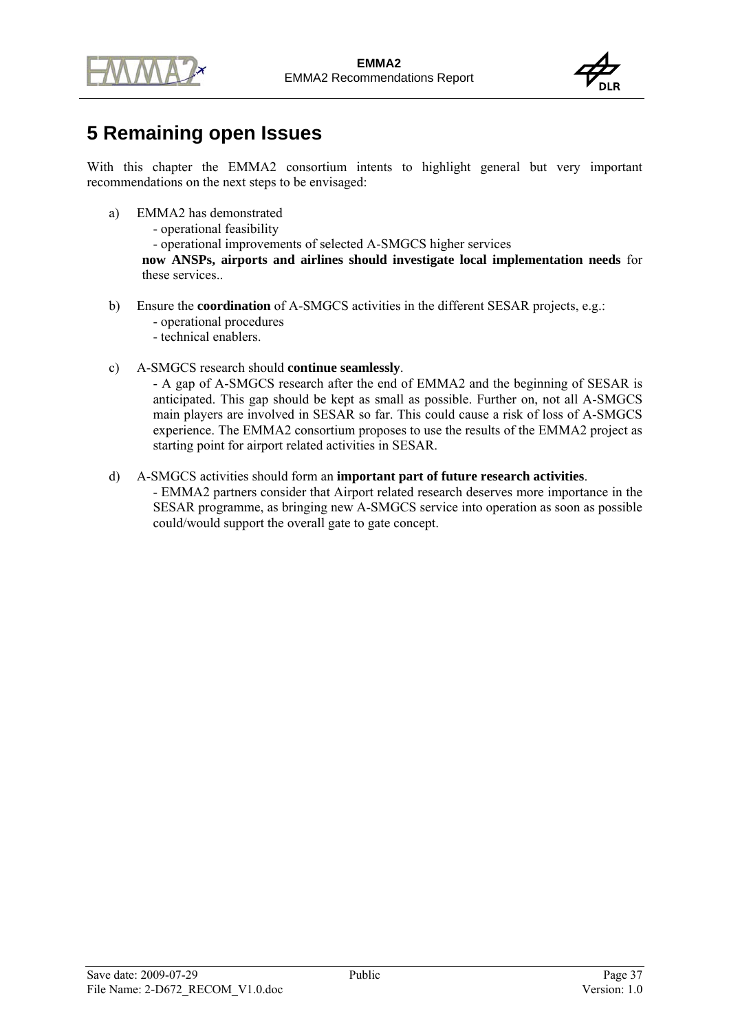# 5 Remaining open Issues

With this chapter the EMMA2 consortium intents to highlight general but very important recommendations on the next steps to be envisaged:

a) EMMA2 has demonstrated
   - operational feasibility
   - operational improvements of selected A-SMGCS higher services

   **now ANSPs, airports and airlines should investigate local implementation needs** for these services..

b) Ensure the **coordination** of A-SMGCS activities in the different SESAR projects, e.g.:
   - operational procedures
   - technical enablers.

c) A-SMGCS research should **continue seamlessly**.
   - A gap of A-SMGCS research after the end of EMMA2 and the beginning of SESAR is anticipated. This gap should be kept as small as possible. Further on, not all A-SMGCS main players are involved in SESAR so far. This could cause a risk of loss of A-SMGCS experience. The EMMA2 consortium proposes to use the results of the EMMA2 project as starting point for airport related activities in SESAR.

d) A-SMGCS activities should form an **important part of future research activities**.
   - EMMA2 partners consider that Airport related research deserves more importance in the SESAR programme, as bringing new A-SMGCS service into operation as soon as possible could/would support the overall gate to gate concept.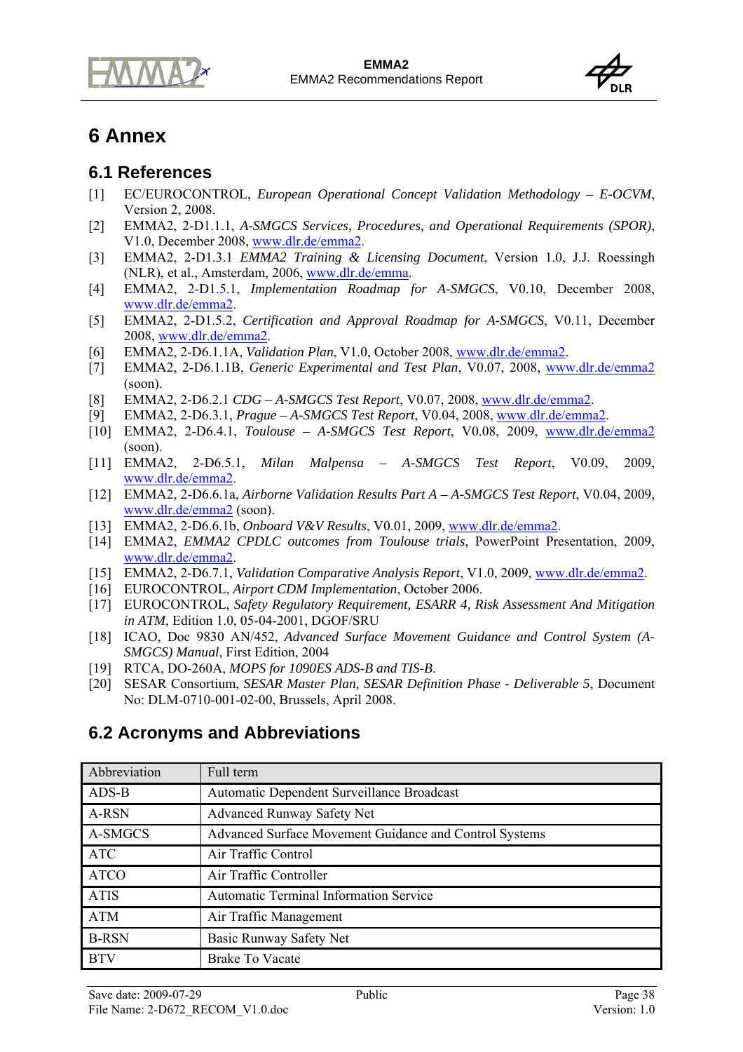# 6 Annex

## 6.1 References

[1] EC/EUROCONTROL, *European Operational Concept Validation Methodology – E-OCVM*, Version 2, 2008.

[2] EMMA2, 2-D1.1.1, *A-SMGCS Services, Procedures, and Operational Requirements (SPOR)*, V1.0, December 2008, www.dlr.de/emma2.

[3] EMMA2, 2-D1.3.1 *EMMA2 Training & Licensing Document*, Version 1.0, J.J. Roessingh (NLR), et al., Amsterdam, 2006, www.dlr.de/emma.

[4] EMMA2, 2-D1.5.1, *Implementation Roadmap for A-SMGCS*, V0.10, December 2008, www.dlr.de/emma2.

[5] EMMA2, 2-D1.5.2, *Certification and Approval Roadmap for A-SMGCS*, V0.11, December 2008, www.dlr.de/emma2.

[6] EMMA2, 2-D6.1.1A, *Validation Plan*, V1.0, October 2008, www.dlr.de/emma2.

[7] EMMA2, 2-D6.1.1B, *Generic Experimental and Test Plan*, V0.07, 2008, www.dlr.de/emma2 (soon).

[8] EMMA2, 2-D6.2.1 *CDG – A-SMGCS Test Report*, V0.07, 2008, www.dlr.de/emma2.

[9] EMMA2, 2-D6.3.1, *Prague – A-SMGCS Test Report*, V0.04, 2008, www.dlr.de/emma2.

[10] EMMA2, 2-D6.4.1, *Toulouse – A-SMGCS Test Report*, V0.08, 2009, www.dlr.de/emma2 (soon).

[11] EMMA2, 2-D6.5.1, *Milan Malpensa – A-SMGCS Test Report*, V0.09, 2009, www.dlr.de/emma2.

[12] EMMA2, 2-D6.6.1a, *Airborne Validation Results Part A – A-SMGCS Test Report*, V0.04, 2009, www.dlr.de/emma2 (soon).

[13] EMMA2, 2-D6.6.1b, *Onboard V&V Results*, V0.01, 2009, www.dlr.de/emma2.

[14] EMMA2, *EMMA2 CPDLC outcomes from Toulouse trials*, PowerPoint Presentation, 2009, www.dlr.de/emma2.

[15] EMMA2, 2-D6.7.1, *Validation Comparative Analysis Report*, V1.0, 2009, www.dlr.de/emma2.

[16] EUROCONTROL, *Airport CDM Implementation*, October 2006.

[17] EUROCONTROL, *Safety Regulatory Requirement, ESARR 4, Risk Assessment And Mitigation in ATM*, Edition 1.0, 05-04-2001, DGOF/SRU

[18] ICAO, Doc 9830 AN/452, *Advanced Surface Movement Guidance and Control System (A-SMGCS) Manual*, First Edition, 2004

[19] RTCA, DO-260A, *MOPS for 1090ES ADS-B and TIS-B*.

[20] SESAR Consortium, *SESAR Master Plan, SESAR Definition Phase - Deliverable 5*, Document No: DLM-0710-001-02-00, Brussels, April 2008.

## 6.2 Acronyms and Abbreviations

| Abbreviation | Full term |
|---|---|
| ADS-B | Automatic Dependent Surveillance Broadcast |
| A-RSN | Advanced Runway Safety Net |
| A-SMGCS | Advanced Surface Movement Guidance and Control Systems |
| ATC | Air Traffic Control |
| ATCO | Air Traffic Controller |
| ATIS | Automatic Terminal Information Service |
| ATM | Air Traffic Management |
| B-RSN | Basic Runway Safety Net |
| BTV | Brake To Vacate |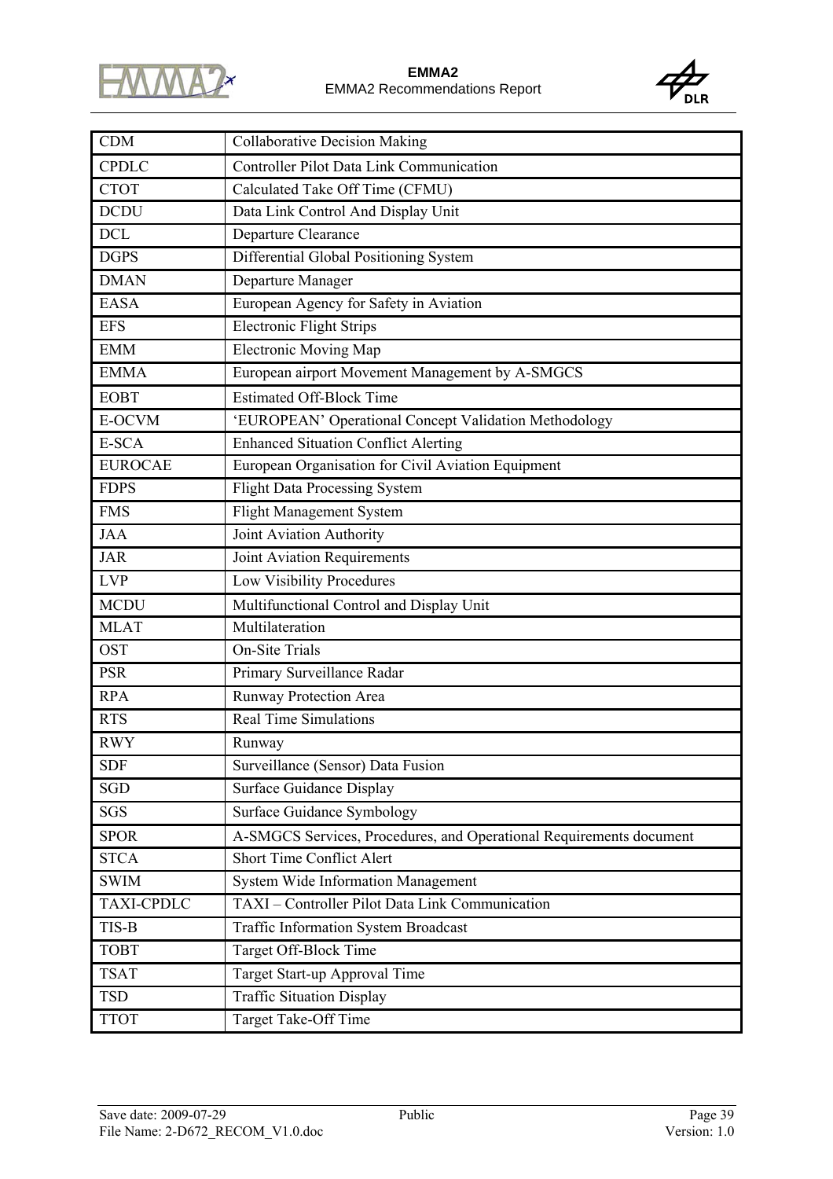| | |
|---|---|
| CDM | Collaborative Decision Making |
| CPDLC | Controller Pilot Data Link Communication |
| CTOT | Calculated Take Off Time (CFMU) |
| DCDU | Data Link Control And Display Unit |
| DCL | Departure Clearance |
| DGPS | Differential Global Positioning System |
| DMAN | Departure Manager |
| EASA | European Agency for Safety in Aviation |
| EFS | Electronic Flight Strips |
| EMM | Electronic Moving Map |
| EMMA | European airport Movement Management by A-SMGCS |
| EOBT | Estimated Off-Block Time |
| E-OCVM | 'EUROPEAN' Operational Concept Validation Methodology |
| E-SCA | Enhanced Situation Conflict Alerting |
| EUROCAE | European Organisation for Civil Aviation Equipment |
| FDPS | Flight Data Processing System |
| FMS | Flight Management System |
| JAA | Joint Aviation Authority |
| JAR | Joint Aviation Requirements |
| LVP | Low Visibility Procedures |
| MCDU | Multifunctional Control and Display Unit |
| MLAT | Multilateration |
| OST | On-Site Trials |
| PSR | Primary Surveillance Radar |
| RPA | Runway Protection Area |
| RTS | Real Time Simulations |
| RWY | Runway |
| SDF | Surveillance (Sensor) Data Fusion |
| SGD | Surface Guidance Display |
| SGS | Surface Guidance Symbology |
| SPOR | A-SMGCS Services, Procedures, and Operational Requirements document |
| STCA | Short Time Conflict Alert |
| SWIM | System Wide Information Management |
| TAXI-CPDLC | TAXI – Controller Pilot Data Link Communication |
| TIS-B | Traffic Information System Broadcast |
| TOBT | Target Off-Block Time |
| TSAT | Target Start-up Approval Time |
| TSD | Traffic Situation Display |
| TTOT | Target Take-Off Time |